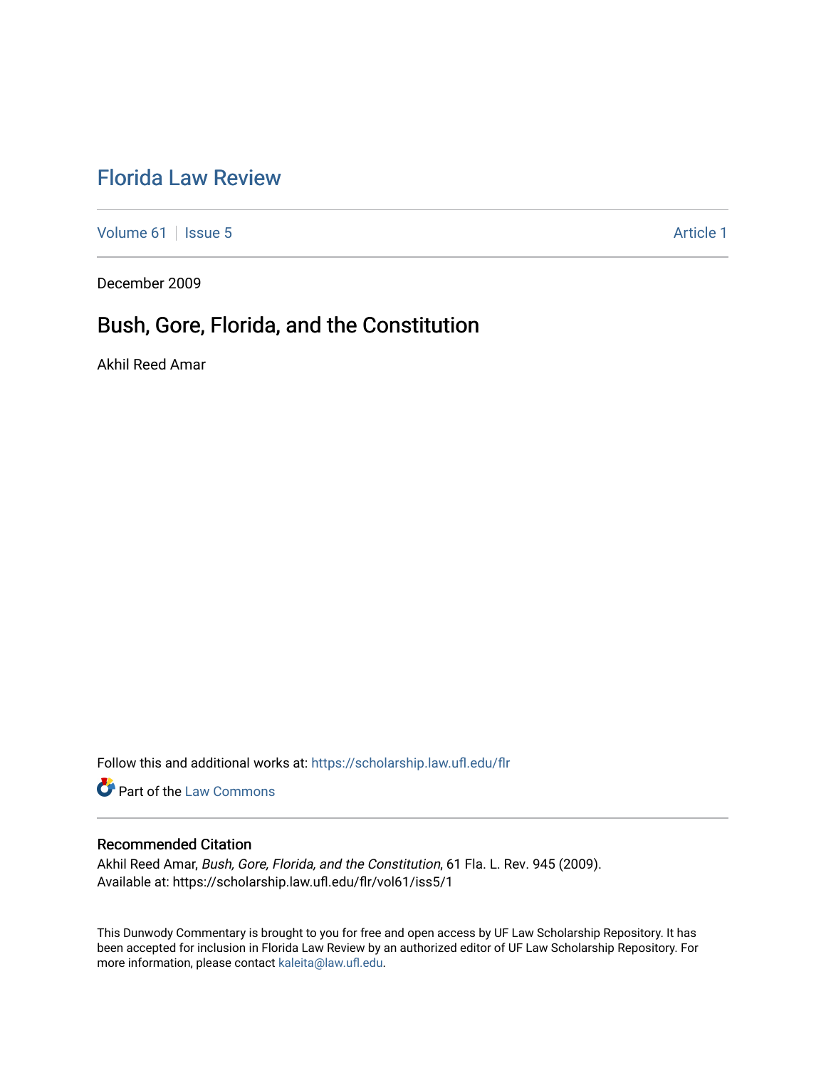# Florida Law Review

Volume 61 | Issue 5 | Article 1

December 2009

## Bush, Gore, Florida, and the Constitution

Akhil Reed Amar

Follow this and additional works at: https://scholarship.law.ufl.edu/flr

Part of the Law Commons

### Recommended Citation

Akhil Reed Amar, *Bush, Gore, Florida, and the Constitution*, 61 Fla. L. Rev. 945 (2009).
Available at: https://scholarship.law.ufl.edu/flr/vol61/iss5/1

This Dunwody Commentary is brought to you for free and open access by UF Law Scholarship Repository. It has been accepted for inclusion in Florida Law Review by an authorized editor of UF Law Scholarship Repository. For more information, please contact kaleita@law.ufl.edu.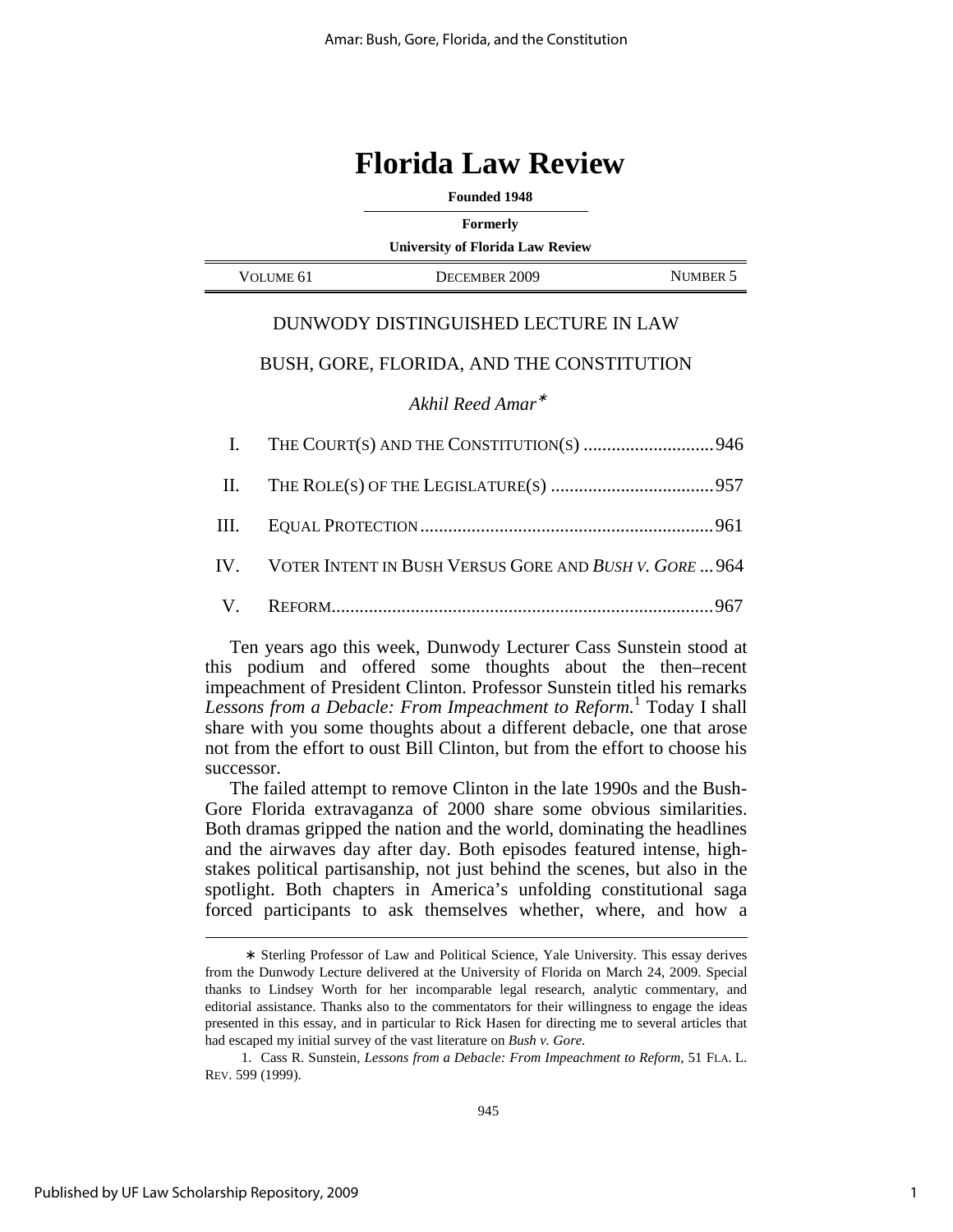# Florida Law Review

**Founded 1948**

**Formerly**

**University of Florida Law Review**

| VOLUME 61 | DECEMBER 2009 | NUMBER 5 |
|---|---|---|

## DUNWODY DISTINGUISHED LECTURE IN LAW

## BUSH, GORE, FLORIDA, AND THE CONSTITUTION

*Akhil Reed Amar*[∗]

I. THE COURT(S) AND THE CONSTITUTION(S) ............................ 946

II. THE ROLE(S) OF THE LEGISLATURE(S) ................................... 957

III. EQUAL PROTECTION ............................................................... 961

IV. VOTER INTENT IN BUSH VERSUS GORE AND *BUSH V. GORE* ... 964

V. REFORM.................................................................................. 967

Ten years ago this week, Dunwody Lecturer Cass Sunstein stood at this podium and offered some thoughts about the then–recent impeachment of President Clinton. Professor Sunstein titled his remarks *Lessons from a Debacle: From Impeachment to Reform.*[1] Today I shall share with you some thoughts about a different debacle, one that arose not from the effort to oust Bill Clinton, but from the effort to choose his successor.

The failed attempt to remove Clinton in the late 1990s and the Bush-Gore Florida extravaganza of 2000 share some obvious similarities. Both dramas gripped the nation and the world, dominating the headlines and the airwaves day after day. Both episodes featured intense, high-stakes political partisanship, not just behind the scenes, but also in the spotlight. Both chapters in America's unfolding constitutional saga forced participants to ask themselves whether, where, and how a

---

∗ Sterling Professor of Law and Political Science, Yale University. This essay derives from the Dunwody Lecture delivered at the University of Florida on March 24, 2009. Special thanks to Lindsey Worth for her incomparable legal research, analytic commentary, and editorial assistance. Thanks also to the commentators for their willingness to engage the ideas presented in this essay, and in particular to Rick Hasen for directing me to several articles that had escaped my initial survey of the vast literature on *Bush v. Gore*.

1. Cass R. Sunstein, *Lessons from a Debacle: From Impeachment to Reform*, 51 FLA. L. REV. 599 (1999).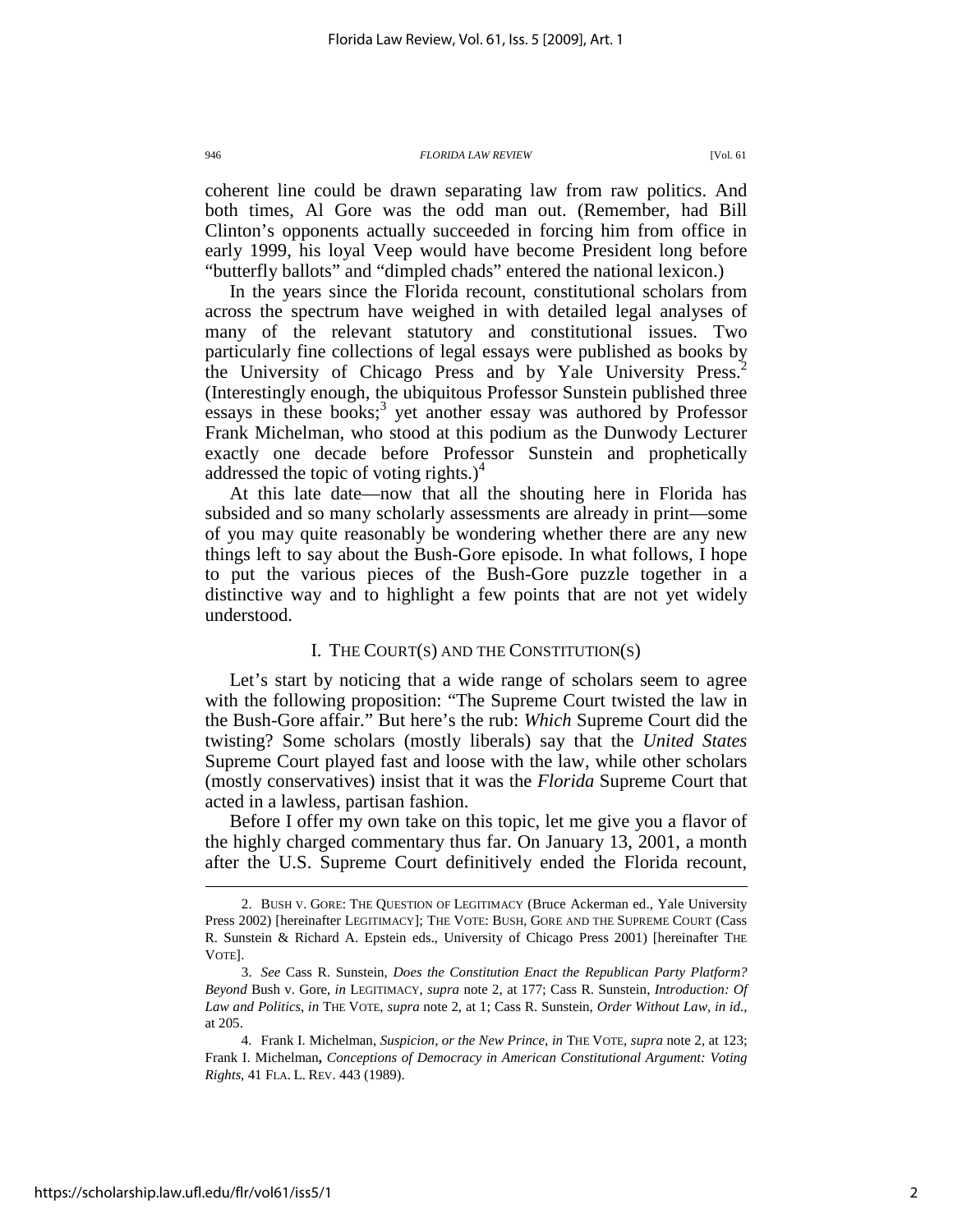coherent line could be drawn separating law from raw politics. And both times, Al Gore was the odd man out. (Remember, had Bill Clinton's opponents actually succeeded in forcing him from office in early 1999, his loyal Veep would have become President long before "butterfly ballots" and "dimpled chads" entered the national lexicon.)

In the years since the Florida recount, constitutional scholars from across the spectrum have weighed in with detailed legal analyses of many of the relevant statutory and constitutional issues. Two particularly fine collections of legal essays were published as books by the University of Chicago Press and by Yale University Press.[2] (Interestingly enough, the ubiquitous Professor Sunstein published three essays in these books;[3] yet another essay was authored by Professor Frank Michelman, who stood at this podium as the Dunwody Lecturer exactly one decade before Professor Sunstein and prophetically addressed the topic of voting rights.)[4]

At this late date—now that all the shouting here in Florida has subsided and so many scholarly assessments are already in print—some of you may quite reasonably be wondering whether there are any new things left to say about the Bush-Gore episode. In what follows, I hope to put the various pieces of the Bush-Gore puzzle together in a distinctive way and to highlight a few points that are not yet widely understood.

## I. THE COURT(S) AND THE CONSTITUTION(S)

Let's start by noticing that a wide range of scholars seem to agree with the following proposition: "The Supreme Court twisted the law in the Bush-Gore affair." But here's the rub: *Which* Supreme Court did the twisting? Some scholars (mostly liberals) say that the *United States* Supreme Court played fast and loose with the law, while other scholars (mostly conservatives) insist that it was the *Florida* Supreme Court that acted in a lawless, partisan fashion.

Before I offer my own take on this topic, let me give you a flavor of the highly charged commentary thus far. On January 13, 2001, a month after the U.S. Supreme Court definitively ended the Florida recount,

---

2. BUSH V. GORE: THE QUESTION OF LEGITIMACY (Bruce Ackerman ed., Yale University Press 2002) [hereinafter LEGITIMACY]; THE VOTE: BUSH, GORE AND THE SUPREME COURT (Cass R. Sunstein & Richard A. Epstein eds., University of Chicago Press 2001) [hereinafter THE VOTE].

3. *See* Cass R. Sunstein, *Does the Constitution Enact the Republican Party Platform? Beyond* Bush v. Gore, *in* LEGITIMACY, *supra* note 2, at 177; Cass R. Sunstein, *Introduction: Of Law and Politics*, *in* THE VOTE, *supra* note 2, at 1; Cass R. Sunstein, *Order Without Law*, *in id.*, at 205.

4. Frank I. Michelman, *Suspicion, or the New Prince*, *in* THE VOTE, *supra* note 2, at 123; Frank I. Michelman, *Conceptions of Democracy in American Constitutional Argument: Voting Rights*, 41 FLA. L. REV. 443 (1989).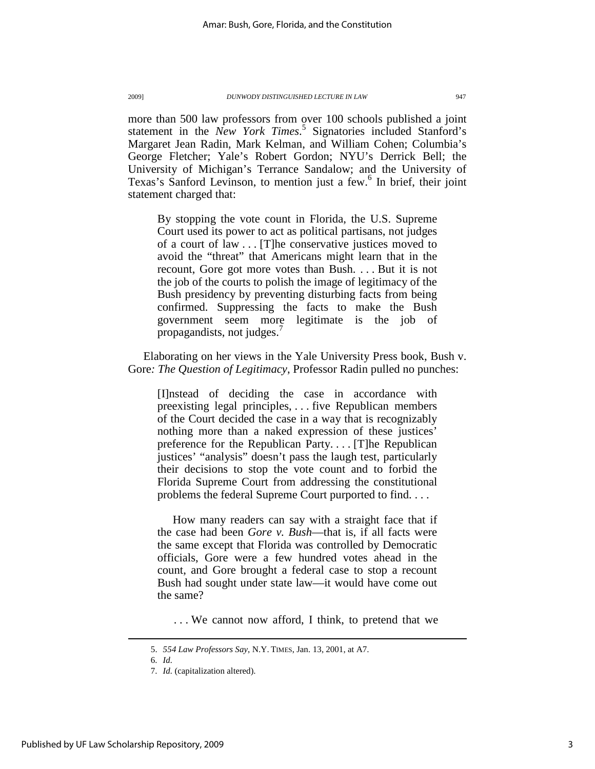more than 500 law professors from over 100 schools published a joint statement in the *New York Times*.[5] Signatories included Stanford's Margaret Jean Radin, Mark Kelman, and William Cohen; Columbia's George Fletcher; Yale's Robert Gordon; NYU's Derrick Bell; the University of Michigan's Terrance Sandalow; and the University of Texas's Sanford Levinson, to mention just a few.[6] In brief, their joint statement charged that:

> By stopping the vote count in Florida, the U.S. Supreme Court used its power to act as political partisans, not judges of a court of law . . . [T]he conservative justices moved to avoid the "threat" that Americans might learn that in the recount, Gore got more votes than Bush. . . . But it is not the job of the courts to polish the image of legitimacy of the Bush presidency by preventing disturbing facts from being confirmed. Suppressing the facts to make the Bush government seem more legitimate is the job of propagandists, not judges.[7]

Elaborating on her views in the Yale University Press book, Bush v. Gore*: The Question of Legitimacy*, Professor Radin pulled no punches:

> [I]nstead of deciding the case in accordance with preexisting legal principles, . . . five Republican members of the Court decided the case in a way that is recognizably nothing more than a naked expression of these justices' preference for the Republican Party. . . . [T]he Republican justices' "analysis" doesn't pass the laugh test, particularly their decisions to stop the vote count and to forbid the Florida Supreme Court from addressing the constitutional problems the federal Supreme Court purported to find. . . .
>
> How many readers can say with a straight face that if the case had been *Gore v. Bush*—that is, if all facts were the same except that Florida was controlled by Democratic officials, Gore were a few hundred votes ahead in the count, and Gore brought a federal case to stop a recount Bush had sought under state law—it would have come out the same?
>
> . . . We cannot now afford, I think, to pretend that we

---

5. *554 Law Professors Say*, N.Y. TIMES, Jan. 13, 2001, at A7.

6. *Id.*

7. *Id.* (capitalization altered).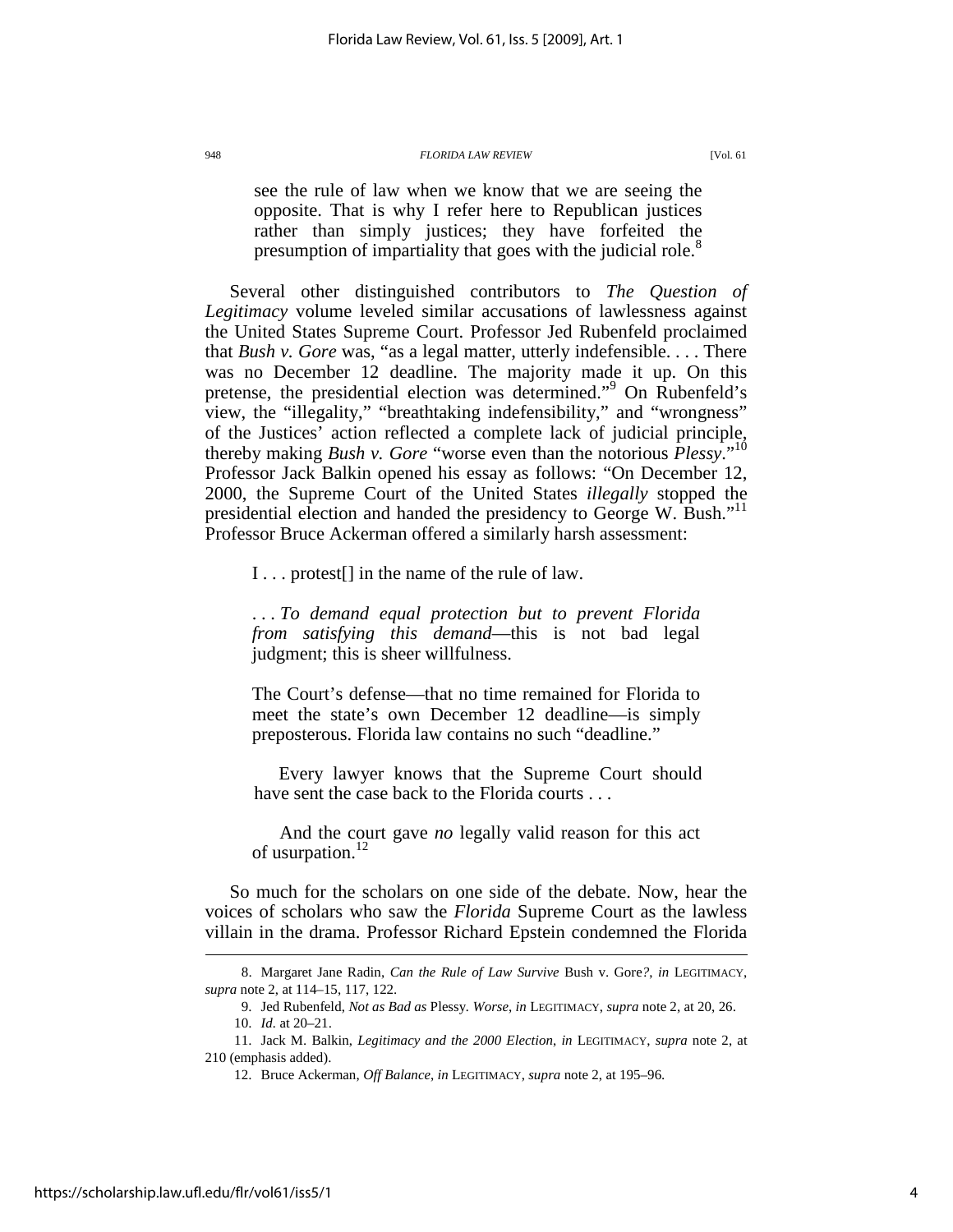> see the rule of law when we know that we are seeing the opposite. That is why I refer here to Republican justices rather than simply justices; they have forfeited the presumption of impartiality that goes with the judicial role.[8]

Several other distinguished contributors to *The Question of Legitimacy* volume leveled similar accusations of lawlessness against the United States Supreme Court. Professor Jed Rubenfeld proclaimed that *Bush v. Gore* was, "as a legal matter, utterly indefensible. . . . There was no December 12 deadline. The majority made it up. On this pretense, the presidential election was determined."[9] On Rubenfeld's view, the "illegality," "breathtaking indefensibility," and "wrongness" of the Justices' action reflected a complete lack of judicial principle, thereby making *Bush v. Gore* "worse even than the notorious *Plessy*."[10] Professor Jack Balkin opened his essay as follows: "On December 12, 2000, the Supreme Court of the United States *illegally* stopped the presidential election and handed the presidency to George W. Bush."[11] Professor Bruce Ackerman offered a similarly harsh assessment:

> I . . . protest[] in the name of the rule of law.
>
> . . . *To demand equal protection but to prevent Florida from satisfying this demand*—this is not bad legal judgment; this is sheer willfulness.
>
> The Court's defense—that no time remained for Florida to meet the state's own December 12 deadline—is simply preposterous. Florida law contains no such "deadline."
>
> Every lawyer knows that the Supreme Court should have sent the case back to the Florida courts . . .
>
> And the court gave *no* legally valid reason for this act of usurpation.[12]

So much for the scholars on one side of the debate. Now, hear the voices of scholars who saw the *Florida* Supreme Court as the lawless villain in the drama. Professor Richard Epstein condemned the Florida

---

8. Margaret Jane Radin, *Can the Rule of Law Survive* Bush v. Gore*?*, *in* LEGITIMACY, *supra* note 2, at 114–15, 117, 122.

9. Jed Rubenfeld, *Not as Bad as* Plessy. *Worse*, *in* LEGITIMACY, *supra* note 2, at 20, 26.

10. *Id.* at 20–21.

11. Jack M. Balkin, *Legitimacy and the 2000 Election*, *in* LEGITIMACY, *supra* note 2, at 210 (emphasis added).

12. Bruce Ackerman, *Off Balance*, *in* LEGITIMACY, *supra* note 2, at 195–96.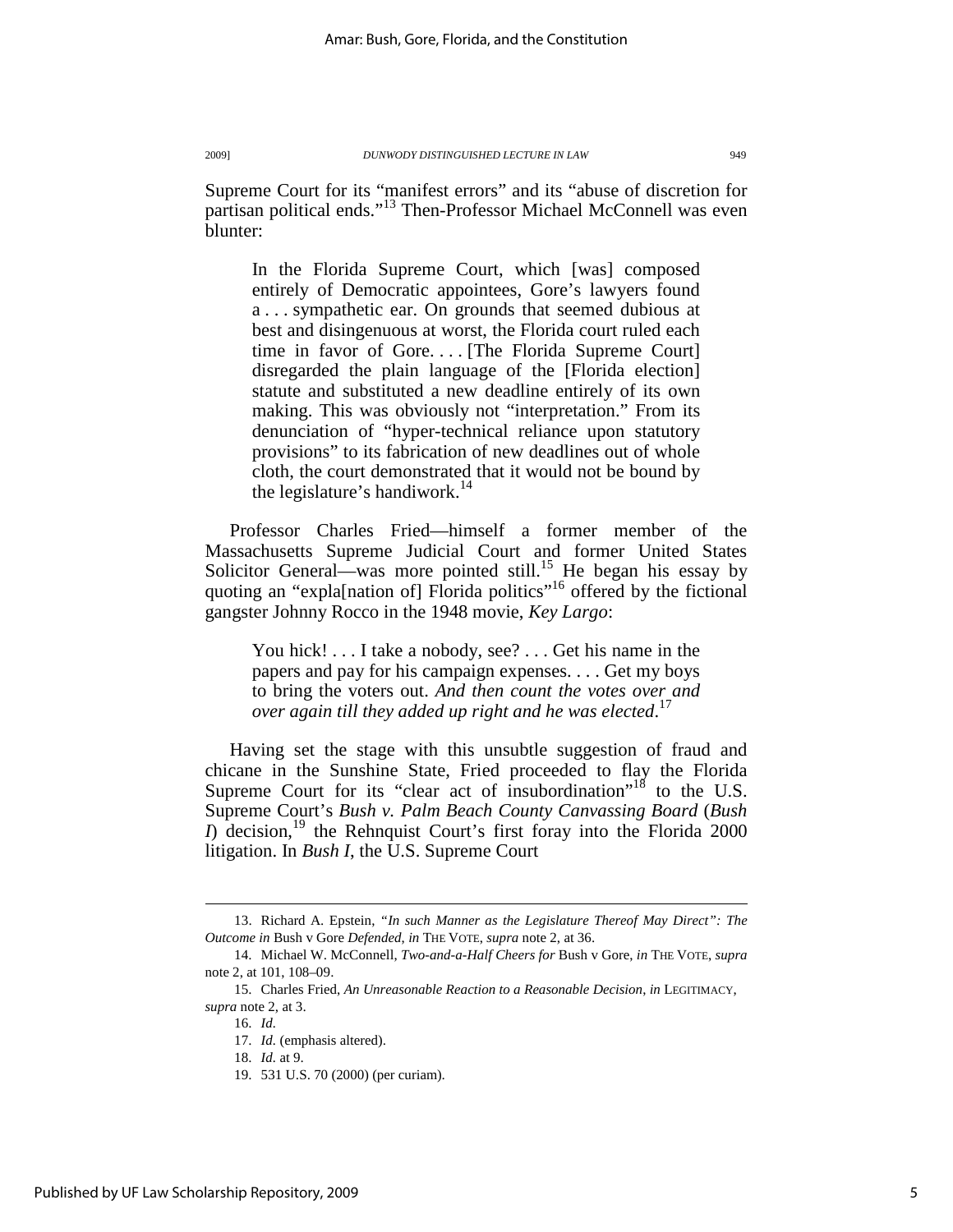Supreme Court for its "manifest errors" and its "abuse of discretion for partisan political ends."[13] Then-Professor Michael McConnell was even blunter:

> In the Florida Supreme Court, which [was] composed entirely of Democratic appointees, Gore's lawyers found a . . . sympathetic ear. On grounds that seemed dubious at best and disingenuous at worst, the Florida court ruled each time in favor of Gore. . . . [The Florida Supreme Court] disregarded the plain language of the [Florida election] statute and substituted a new deadline entirely of its own making. This was obviously not "interpretation." From its denunciation of "hyper-technical reliance upon statutory provisions" to its fabrication of new deadlines out of whole cloth, the court demonstrated that it would not be bound by the legislature's handiwork.[14]

Professor Charles Fried—himself a former member of the Massachusetts Supreme Judicial Court and former United States Solicitor General—was more pointed still.[15] He began his essay by quoting an "expla[nation of] Florida politics"[16] offered by the fictional gangster Johnny Rocco in the 1948 movie, *Key Largo*:

> You hick! . . . I take a nobody, see? . . . Get his name in the papers and pay for his campaign expenses. . . . Get my boys to bring the voters out. *And then count the votes over and over again till they added up right and he was elected*.[17]

Having set the stage with this unsubtle suggestion of fraud and chicane in the Sunshine State, Fried proceeded to flay the Florida Supreme Court for its "clear act of insubordination"[18] to the U.S. Supreme Court's *Bush v. Palm Beach County Canvassing Board* (*Bush I*) decision,[19] the Rehnquist Court's first foray into the Florida 2000 litigation. In *Bush I*, the U.S. Supreme Court

---

13. Richard A. Epstein, *"In such Manner as the Legislature Thereof May Direct": The Outcome in* Bush v Gore *Defended*, *in* THE VOTE, *supra* note 2, at 36.

14. Michael W. McConnell, *Two-and-a-Half Cheers for* Bush v Gore, *in* THE VOTE, *supra* note 2, at 101, 108–09.

15. Charles Fried, *An Unreasonable Reaction to a Reasonable Decision*, *in* LEGITIMACY, *supra* note 2, at 3.

16. *Id.*

17. *Id.* (emphasis altered).

18. *Id.* at 9.

19. 531 U.S. 70 (2000) (per curiam).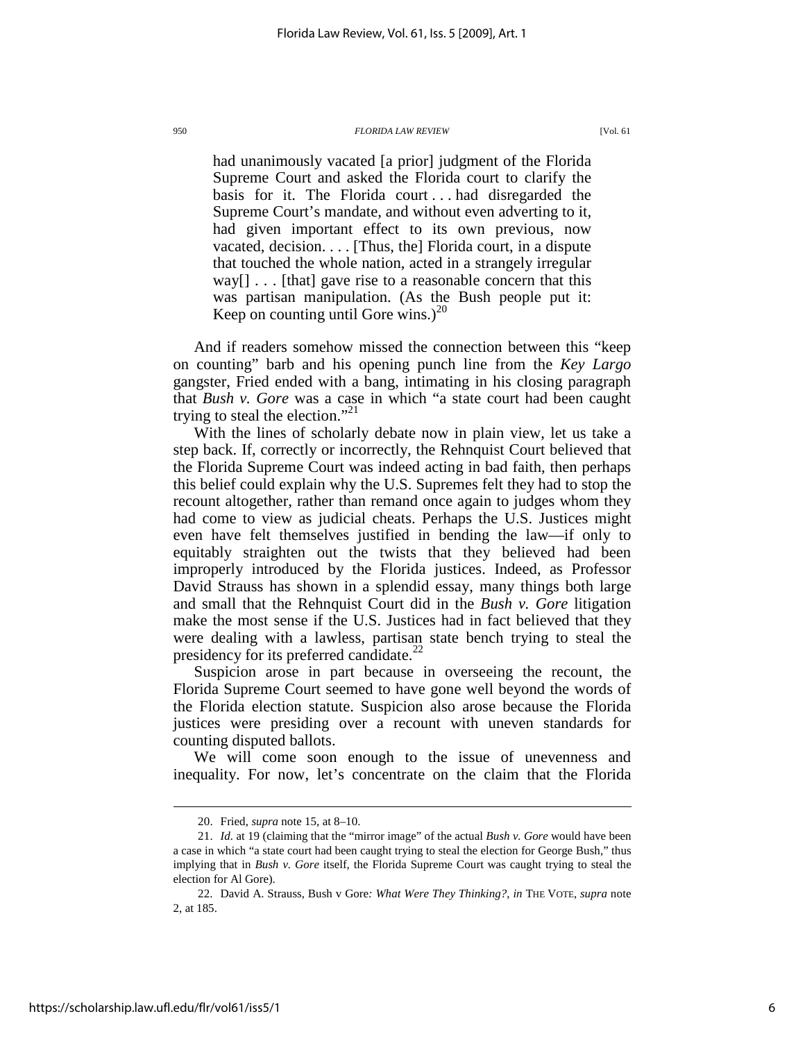> had unanimously vacated [a prior] judgment of the Florida Supreme Court and asked the Florida court to clarify the basis for it. The Florida court . . . had disregarded the Supreme Court's mandate, and without even adverting to it, had given important effect to its own previous, now vacated, decision. . . . [Thus, the] Florida court, in a dispute that touched the whole nation, acted in a strangely irregular way[] . . . [that] gave rise to a reasonable concern that this was partisan manipulation. (As the Bush people put it: Keep on counting until Gore wins.)[20]

And if readers somehow missed the connection between this "keep on counting" barb and his opening punch line from the *Key Largo* gangster, Fried ended with a bang, intimating in his closing paragraph that *Bush v. Gore* was a case in which "a state court had been caught trying to steal the election."[21]

With the lines of scholarly debate now in plain view, let us take a step back. If, correctly or incorrectly, the Rehnquist Court believed that the Florida Supreme Court was indeed acting in bad faith, then perhaps this belief could explain why the U.S. Supremes felt they had to stop the recount altogether, rather than remand once again to judges whom they had come to view as judicial cheats. Perhaps the U.S. Justices might even have felt themselves justified in bending the law—if only to equitably straighten out the twists that they believed had been improperly introduced by the Florida justices. Indeed, as Professor David Strauss has shown in a splendid essay, many things both large and small that the Rehnquist Court did in the *Bush v. Gore* litigation make the most sense if the U.S. Justices had in fact believed that they were dealing with a lawless, partisan state bench trying to steal the presidency for its preferred candidate.[22]

Suspicion arose in part because in overseeing the recount, the Florida Supreme Court seemed to have gone well beyond the words of the Florida election statute. Suspicion also arose because the Florida justices were presiding over a recount with uneven standards for counting disputed ballots.

We will come soon enough to the issue of unevenness and inequality. For now, let's concentrate on the claim that the Florida

---

20. Fried, *supra* note 15, at 8–10.

21. *Id.* at 19 (claiming that the "mirror image" of the actual *Bush v. Gore* would have been a case in which "a state court had been caught trying to steal the election for George Bush," thus implying that in *Bush v. Gore* itself, the Florida Supreme Court was caught trying to steal the election for Al Gore).

22. David A. Strauss, Bush v Gore*: What Were They Thinking?*, *in* THE VOTE, *supra* note 2, at 185.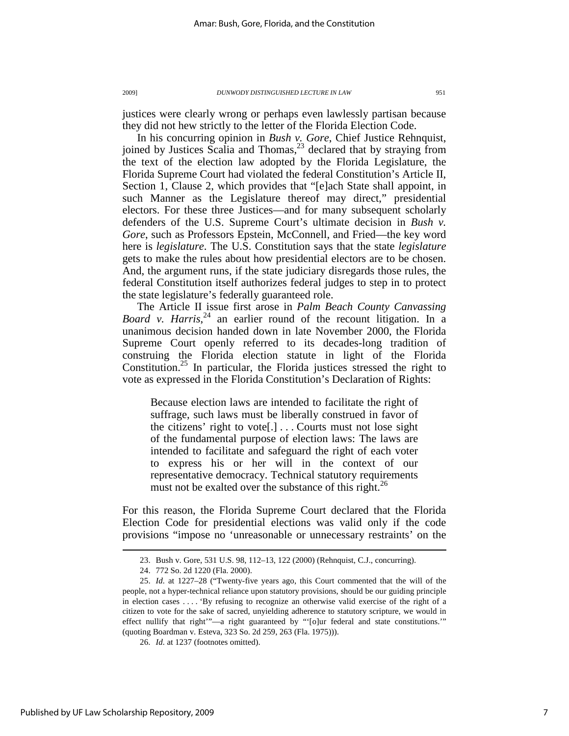justices were clearly wrong or perhaps even lawlessly partisan because they did not hew strictly to the letter of the Florida Election Code.

In his concurring opinion in *Bush v. Gore*, Chief Justice Rehnquist, joined by Justices Scalia and Thomas,[23] declared that by straying from the text of the election law adopted by the Florida Legislature, the Florida Supreme Court had violated the federal Constitution's Article II, Section 1, Clause 2, which provides that "[e]ach State shall appoint, in such Manner as the Legislature thereof may direct," presidential electors. For these three Justices—and for many subsequent scholarly defenders of the U.S. Supreme Court's ultimate decision in *Bush v. Gore*, such as Professors Epstein, McConnell, and Fried—the key word here is *legislature*. The U.S. Constitution says that the state *legislature* gets to make the rules about how presidential electors are to be chosen. And, the argument runs, if the state judiciary disregards those rules, the federal Constitution itself authorizes federal judges to step in to protect the state legislature's federally guaranteed role.

The Article II issue first arose in *Palm Beach County Canvassing Board v. Harris*,[24] an earlier round of the recount litigation. In a unanimous decision handed down in late November 2000, the Florida Supreme Court openly referred to its decades-long tradition of construing the Florida election statute in light of the Florida Constitution.[25] In particular, the Florida justices stressed the right to vote as expressed in the Florida Constitution's Declaration of Rights:

> Because election laws are intended to facilitate the right of suffrage, such laws must be liberally construed in favor of the citizens' right to vote[.] . . . Courts must not lose sight of the fundamental purpose of election laws: The laws are intended to facilitate and safeguard the right of each voter to express his or her will in the context of our representative democracy. Technical statutory requirements must not be exalted over the substance of this right.[26]

For this reason, the Florida Supreme Court declared that the Florida Election Code for presidential elections was valid only if the code provisions "impose no 'unreasonable or unnecessary restraints' on the

---

23. Bush v. Gore, 531 U.S. 98, 112–13, 122 (2000) (Rehnquist, C.J., concurring).

24. 772 So. 2d 1220 (Fla. 2000).

25. *Id.* at 1227–28 ("Twenty-five years ago, this Court commented that the will of the people, not a hyper-technical reliance upon statutory provisions, should be our guiding principle in election cases . . . . 'By refusing to recognize an otherwise valid exercise of the right of a citizen to vote for the sake of sacred, unyielding adherence to statutory scripture, we would in effect nullify that right'"—a right guaranteed by "'[o]ur federal and state constitutions.'" (quoting Boardman v. Esteva, 323 So. 2d 259, 263 (Fla. 1975))).

26. *Id.* at 1237 (footnotes omitted).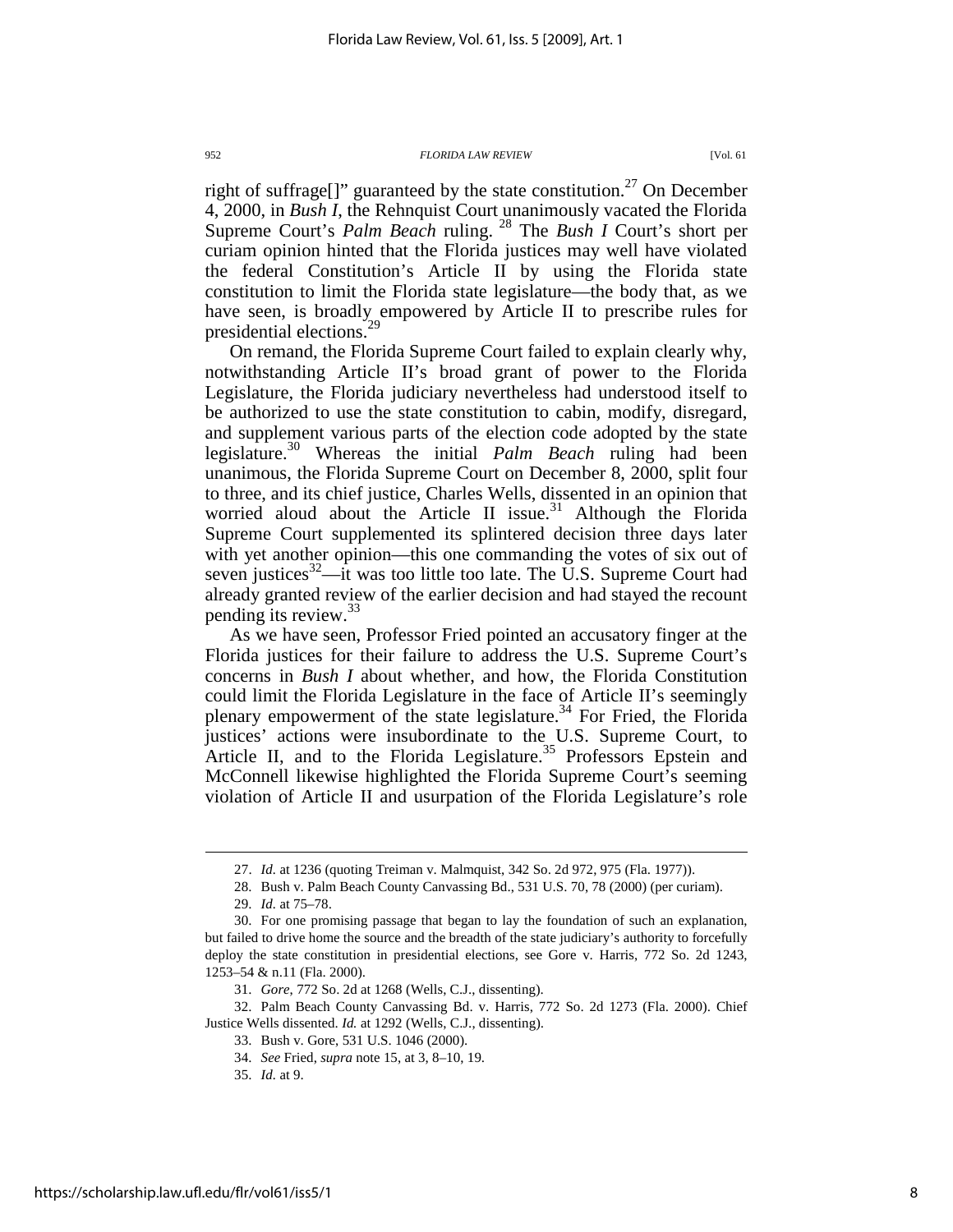right of suffrage[]" guaranteed by the state constitution.[27] On December 4, 2000, in *Bush I*, the Rehnquist Court unanimously vacated the Florida Supreme Court's *Palm Beach* ruling.[28] The *Bush I* Court's short per curiam opinion hinted that the Florida justices may well have violated the federal Constitution's Article II by using the Florida state constitution to limit the Florida state legislature—the body that, as we have seen, is broadly empowered by Article II to prescribe rules for presidential elections.[29]

On remand, the Florida Supreme Court failed to explain clearly why, notwithstanding Article II's broad grant of power to the Florida Legislature, the Florida judiciary nevertheless had understood itself to be authorized to use the state constitution to cabin, modify, disregard, and supplement various parts of the election code adopted by the state legislature.[30] Whereas the initial *Palm Beach* ruling had been unanimous, the Florida Supreme Court on December 8, 2000, split four to three, and its chief justice, Charles Wells, dissented in an opinion that worried aloud about the Article II issue.[31] Although the Florida Supreme Court supplemented its splintered decision three days later with yet another opinion—this one commanding the votes of six out of seven justices[32]—it was too little too late. The U.S. Supreme Court had already granted review of the earlier decision and had stayed the recount pending its review.[33]

As we have seen, Professor Fried pointed an accusatory finger at the Florida justices for their failure to address the U.S. Supreme Court's concerns in *Bush I* about whether, and how, the Florida Constitution could limit the Florida Legislature in the face of Article II's seemingly plenary empowerment of the state legislature.[34] For Fried, the Florida justices' actions were insubordinate to the U.S. Supreme Court, to Article II, and to the Florida Legislature.[35] Professors Epstein and McConnell likewise highlighted the Florida Supreme Court's seeming violation of Article II and usurpation of the Florida Legislature's role

---

27. *Id.* at 1236 (quoting Treiman v. Malmquist, 342 So. 2d 972, 975 (Fla. 1977)).

28. Bush v. Palm Beach County Canvassing Bd., 531 U.S. 70, 78 (2000) (per curiam).

29. *Id.* at 75–78.

30. For one promising passage that began to lay the foundation of such an explanation, but failed to drive home the source and the breadth of the state judiciary's authority to forcefully deploy the state constitution in presidential elections, see Gore v. Harris, 772 So. 2d 1243, 1253–54 & n.11 (Fla. 2000).

31. *Gore*, 772 So. 2d at 1268 (Wells, C.J., dissenting).

32. Palm Beach County Canvassing Bd. v. Harris, 772 So. 2d 1273 (Fla. 2000). Chief Justice Wells dissented. *Id.* at 1292 (Wells, C.J., dissenting).

33. Bush v. Gore, 531 U.S. 1046 (2000).

34. *See* Fried, *supra* note 15, at 3, 8–10, 19.

35. *Id.* at 9.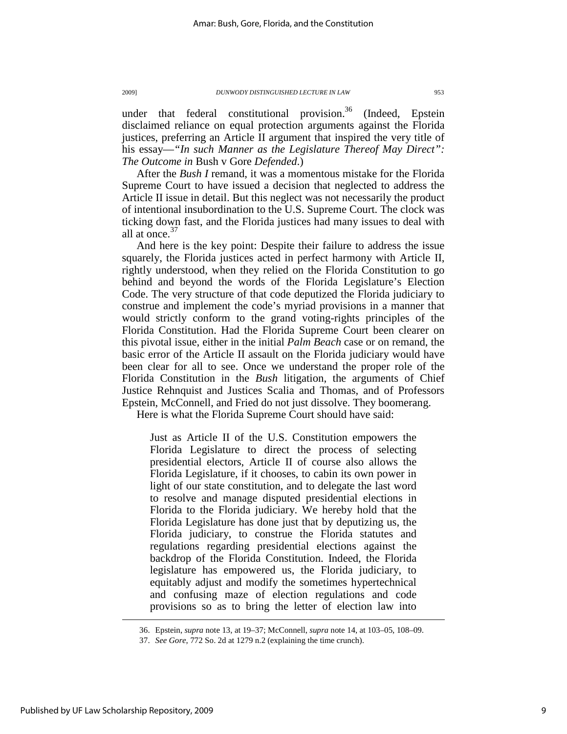under that federal constitutional provision.[36] (Indeed, Epstein disclaimed reliance on equal protection arguments against the Florida justices, preferring an Article II argument that inspired the very title of his essay—*"In such Manner as the Legislature Thereof May Direct": The Outcome in* Bush v Gore *Defended*.)

After the *Bush I* remand, it was a momentous mistake for the Florida Supreme Court to have issued a decision that neglected to address the Article II issue in detail. But this neglect was not necessarily the product of intentional insubordination to the U.S. Supreme Court. The clock was ticking down fast, and the Florida justices had many issues to deal with all at once.[37]

And here is the key point: Despite their failure to address the issue squarely, the Florida justices acted in perfect harmony with Article II, rightly understood, when they relied on the Florida Constitution to go behind and beyond the words of the Florida Legislature's Election Code. The very structure of that code deputized the Florida judiciary to construe and implement the code's myriad provisions in a manner that would strictly conform to the grand voting-rights principles of the Florida Constitution. Had the Florida Supreme Court been clearer on this pivotal issue, either in the initial *Palm Beach* case or on remand, the basic error of the Article II assault on the Florida judiciary would have been clear for all to see. Once we understand the proper role of the Florida Constitution in the *Bush* litigation, the arguments of Chief Justice Rehnquist and Justices Scalia and Thomas, and of Professors Epstein, McConnell, and Fried do not just dissolve. They boomerang.

Here is what the Florida Supreme Court should have said:

> Just as Article II of the U.S. Constitution empowers the Florida Legislature to direct the process of selecting presidential electors, Article II of course also allows the Florida Legislature, if it chooses, to cabin its own power in light of our state constitution, and to delegate the last word to resolve and manage disputed presidential elections in Florida to the Florida judiciary. We hereby hold that the Florida Legislature has done just that by deputizing us, the Florida judiciary, to construe the Florida statutes and regulations regarding presidential elections against the backdrop of the Florida Constitution. Indeed, the Florida legislature has empowered us, the Florida judiciary, to equitably adjust and modify the sometimes hypertechnical and confusing maze of election regulations and code provisions so as to bring the letter of election law into

36. Epstein, *supra* note 13, at 19–37; McConnell, *supra* note 14, at 103–05, 108–09.

37. *See Gore*, 772 So. 2d at 1279 n.2 (explaining the time crunch).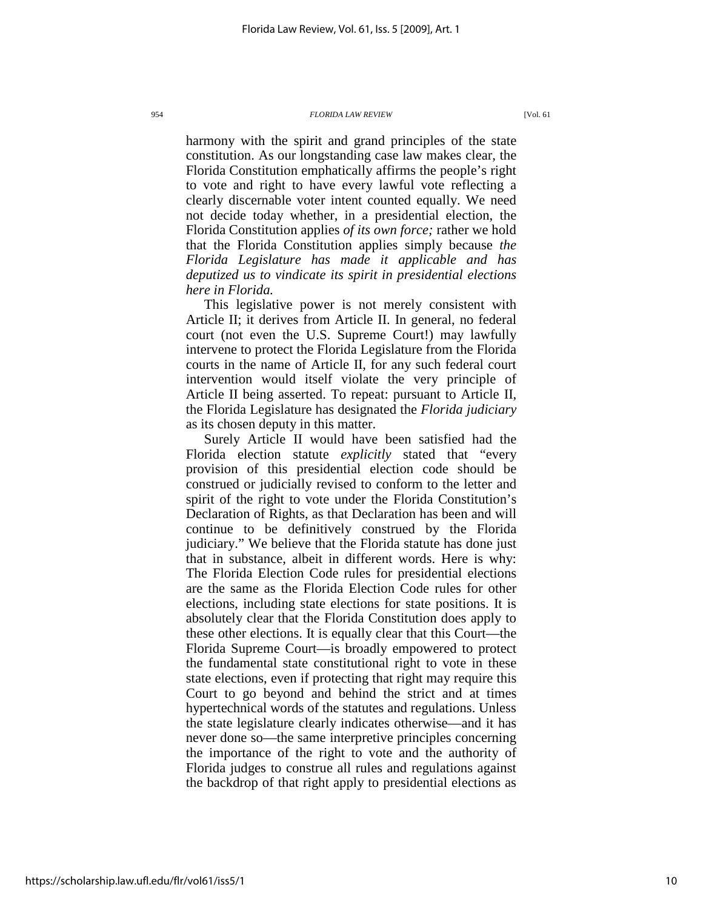harmony with the spirit and grand principles of the state constitution. As our longstanding case law makes clear, the Florida Constitution emphatically affirms the people's right to vote and right to have every lawful vote reflecting a clearly discernable voter intent counted equally. We need not decide today whether, in a presidential election, the Florida Constitution applies *of its own force;* rather we hold that the Florida Constitution applies simply because *the Florida Legislature has made it applicable and has deputized us to vindicate its spirit in presidential elections here in Florida.*

This legislative power is not merely consistent with Article II; it derives from Article II. In general, no federal court (not even the U.S. Supreme Court!) may lawfully intervene to protect the Florida Legislature from the Florida courts in the name of Article II, for any such federal court intervention would itself violate the very principle of Article II being asserted. To repeat: pursuant to Article II, the Florida Legislature has designated the *Florida judiciary* as its chosen deputy in this matter.

Surely Article II would have been satisfied had the Florida election statute *explicitly* stated that "every provision of this presidential election code should be construed or judicially revised to conform to the letter and spirit of the right to vote under the Florida Constitution's Declaration of Rights, as that Declaration has been and will continue to be definitively construed by the Florida judiciary." We believe that the Florida statute has done just that in substance, albeit in different words. Here is why: The Florida Election Code rules for presidential elections are the same as the Florida Election Code rules for other elections, including state elections for state positions. It is absolutely clear that the Florida Constitution does apply to these other elections. It is equally clear that this Court—the Florida Supreme Court—is broadly empowered to protect the fundamental state constitutional right to vote in these state elections, even if protecting that right may require this Court to go beyond and behind the strict and at times hypertechnical words of the statutes and regulations. Unless the state legislature clearly indicates otherwise—and it has never done so—the same interpretive principles concerning the importance of the right to vote and the authority of Florida judges to construe all rules and regulations against the backdrop of that right apply to presidential elections as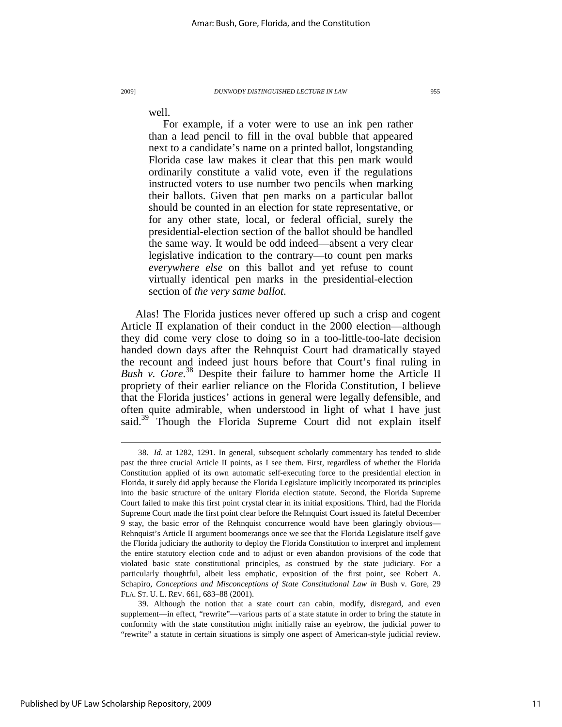well.

> For example, if a voter were to use an ink pen rather than a lead pencil to fill in the oval bubble that appeared next to a candidate's name on a printed ballot, longstanding Florida case law makes it clear that this pen mark would ordinarily constitute a valid vote, even if the regulations instructed voters to use number two pencils when marking their ballots. Given that pen marks on a particular ballot should be counted in an election for state representative, or for any other state, local, or federal official, surely the presidential-election section of the ballot should be handled the same way. It would be odd indeed—absent a very clear legislative indication to the contrary—to count pen marks *everywhere else* on this ballot and yet refuse to count virtually identical pen marks in the presidential-election section of *the very same ballot*.

Alas! The Florida justices never offered up such a crisp and cogent Article II explanation of their conduct in the 2000 election—although they did come very close to doing so in a too-little-too-late decision handed down days after the Rehnquist Court had dramatically stayed the recount and indeed just hours before that Court's final ruling in *Bush v. Gore*.[38] Despite their failure to hammer home the Article II propriety of their earlier reliance on the Florida Constitution, I believe that the Florida justices' actions in general were legally defensible, and often quite admirable, when understood in light of what I have just said.[39] Though the Florida Supreme Court did not explain itself

---

38. *Id.* at 1282, 1291. In general, subsequent scholarly commentary has tended to slide past the three crucial Article II points, as I see them. First, regardless of whether the Florida Constitution applied of its own automatic self-executing force to the presidential election in Florida, it surely did apply because the Florida Legislature implicitly incorporated its principles into the basic structure of the unitary Florida election statute. Second, the Florida Supreme Court failed to make this first point crystal clear in its initial expositions. Third, had the Florida Supreme Court made the first point clear before the Rehnquist Court issued its fateful December 9 stay, the basic error of the Rehnquist concurrence would have been glaringly obvious—Rehnquist's Article II argument boomerangs once we see that the Florida Legislature itself gave the Florida judiciary the authority to deploy the Florida Constitution to interpret and implement the entire statutory election code and to adjust or even abandon provisions of the code that violated basic state constitutional principles, as construed by the state judiciary. For a particularly thoughtful, albeit less emphatic, exposition of the first point, see Robert A. Schapiro, *Conceptions and Misconceptions of State Constitutional Law in* Bush v. Gore, 29 FLA. ST. U. L. REV. 661, 683–88 (2001).

39. Although the notion that a state court can cabin, modify, disregard, and even supplement—in effect, "rewrite"—various parts of a state statute in order to bring the statute in conformity with the state constitution might initially raise an eyebrow, the judicial power to "rewrite" a statute in certain situations is simply one aspect of American-style judicial review.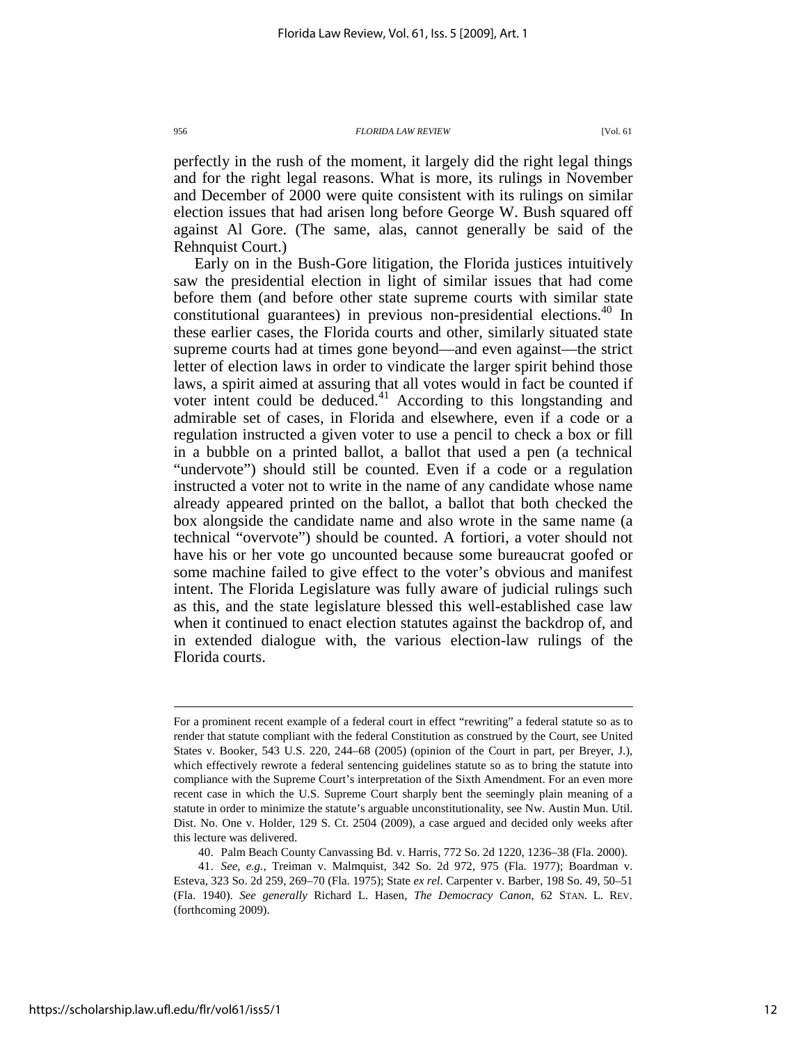perfectly in the rush of the moment, it largely did the right legal things and for the right legal reasons. What is more, its rulings in November and December of 2000 were quite consistent with its rulings on similar election issues that had arisen long before George W. Bush squared off against Al Gore. (The same, alas, cannot generally be said of the Rehnquist Court.)

Early on in the Bush-Gore litigation, the Florida justices intuitively saw the presidential election in light of similar issues that had come before them (and before other state supreme courts with similar state constitutional guarantees) in previous non-presidential elections.[40] In these earlier cases, the Florida courts and other, similarly situated state supreme courts had at times gone beyond—and even against—the strict letter of election laws in order to vindicate the larger spirit behind those laws, a spirit aimed at assuring that all votes would in fact be counted if voter intent could be deduced.[41] According to this longstanding and admirable set of cases, in Florida and elsewhere, even if a code or a regulation instructed a given voter to use a pencil to check a box or fill in a bubble on a printed ballot, a ballot that used a pen (a technical "undervote") should still be counted. Even if a code or a regulation instructed a voter not to write in the name of any candidate whose name already appeared printed on the ballot, a ballot that both checked the box alongside the candidate name and also wrote in the same name (a technical "overvote") should be counted. A fortiori, a voter should not have his or her vote go uncounted because some bureaucrat goofed or some machine failed to give effect to the voter's obvious and manifest intent. The Florida Legislature was fully aware of judicial rulings such as this, and the state legislature blessed this well-established case law when it continued to enact election statutes against the backdrop of, and in extended dialogue with, the various election-law rulings of the Florida courts.

---

For a prominent recent example of a federal court in effect "rewriting" a federal statute so as to render that statute compliant with the federal Constitution as construed by the Court, see United States v. Booker, 543 U.S. 220, 244–68 (2005) (opinion of the Court in part, per Breyer, J.), which effectively rewrote a federal sentencing guidelines statute so as to bring the statute into compliance with the Supreme Court's interpretation of the Sixth Amendment. For an even more recent case in which the U.S. Supreme Court sharply bent the seemingly plain meaning of a statute in order to minimize the statute's arguable unconstitutionality, see Nw. Austin Mun. Util. Dist. No. One v. Holder, 129 S. Ct. 2504 (2009), a case argued and decided only weeks after this lecture was delivered.

40. Palm Beach County Canvassing Bd. v. Harris, 772 So. 2d 1220, 1236–38 (Fla. 2000).

41. *See, e.g.*, Treiman v. Malmquist, 342 So. 2d 972, 975 (Fla. 1977); Boardman v. Esteva, 323 So. 2d 259, 269–70 (Fla. 1975); State *ex rel.* Carpenter v. Barber, 198 So. 49, 50–51 (Fla. 1940). *See generally* Richard L. Hasen, *The Democracy Canon*, 62 STAN. L. REV. (forthcoming 2009).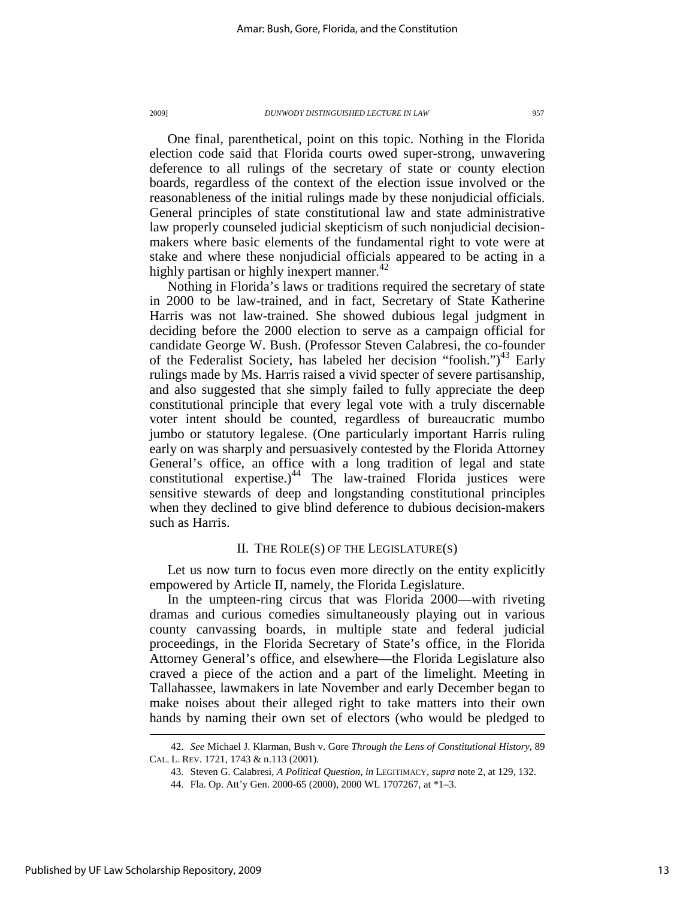One final, parenthetical, point on this topic. Nothing in the Florida election code said that Florida courts owed super-strong, unwavering deference to all rulings of the secretary of state or county election boards, regardless of the context of the election issue involved or the reasonableness of the initial rulings made by these nonjudicial officials. General principles of state constitutional law and state administrative law properly counseled judicial skepticism of such nonjudicial decision-makers where basic elements of the fundamental right to vote were at stake and where these nonjudicial officials appeared to be acting in a highly partisan or highly inexpert manner.[42]

Nothing in Florida's laws or traditions required the secretary of state in 2000 to be law-trained, and in fact, Secretary of State Katherine Harris was not law-trained. She showed dubious legal judgment in deciding before the 2000 election to serve as a campaign official for candidate George W. Bush. (Professor Steven Calabresi, the co-founder of the Federalist Society, has labeled her decision "foolish.")[43] Early rulings made by Ms. Harris raised a vivid specter of severe partisanship, and also suggested that she simply failed to fully appreciate the deep constitutional principle that every legal vote with a truly discernable voter intent should be counted, regardless of bureaucratic mumbo jumbo or statutory legalese. (One particularly important Harris ruling early on was sharply and persuasively contested by the Florida Attorney General's office, an office with a long tradition of legal and state constitutional expertise.)[44] The law-trained Florida justices were sensitive stewards of deep and longstanding constitutional principles when they declined to give blind deference to dubious decision-makers such as Harris.

## II. THE ROLE(S) OF THE LEGISLATURE(S)

Let us now turn to focus even more directly on the entity explicitly empowered by Article II, namely, the Florida Legislature.

In the umpteen-ring circus that was Florida 2000—with riveting dramas and curious comedies simultaneously playing out in various county canvassing boards, in multiple state and federal judicial proceedings, in the Florida Secretary of State's office, in the Florida Attorney General's office, and elsewhere—the Florida Legislature also craved a piece of the action and a part of the limelight. Meeting in Tallahassee, lawmakers in late November and early December began to make noises about their alleged right to take matters into their own hands by naming their own set of electors (who would be pledged to

---

42. *See* Michael J. Klarman, Bush v. Gore *Through the Lens of Constitutional History*, 89 CAL. L. REV. 1721, 1743 & n.113 (2001).

43. Steven G. Calabresi, *A Political Question*, *in* LEGITIMACY, *supra* note 2, at 129, 132.

44. Fla. Op. Att'y Gen. 2000-65 (2000), 2000 WL 1707267, at *1–3.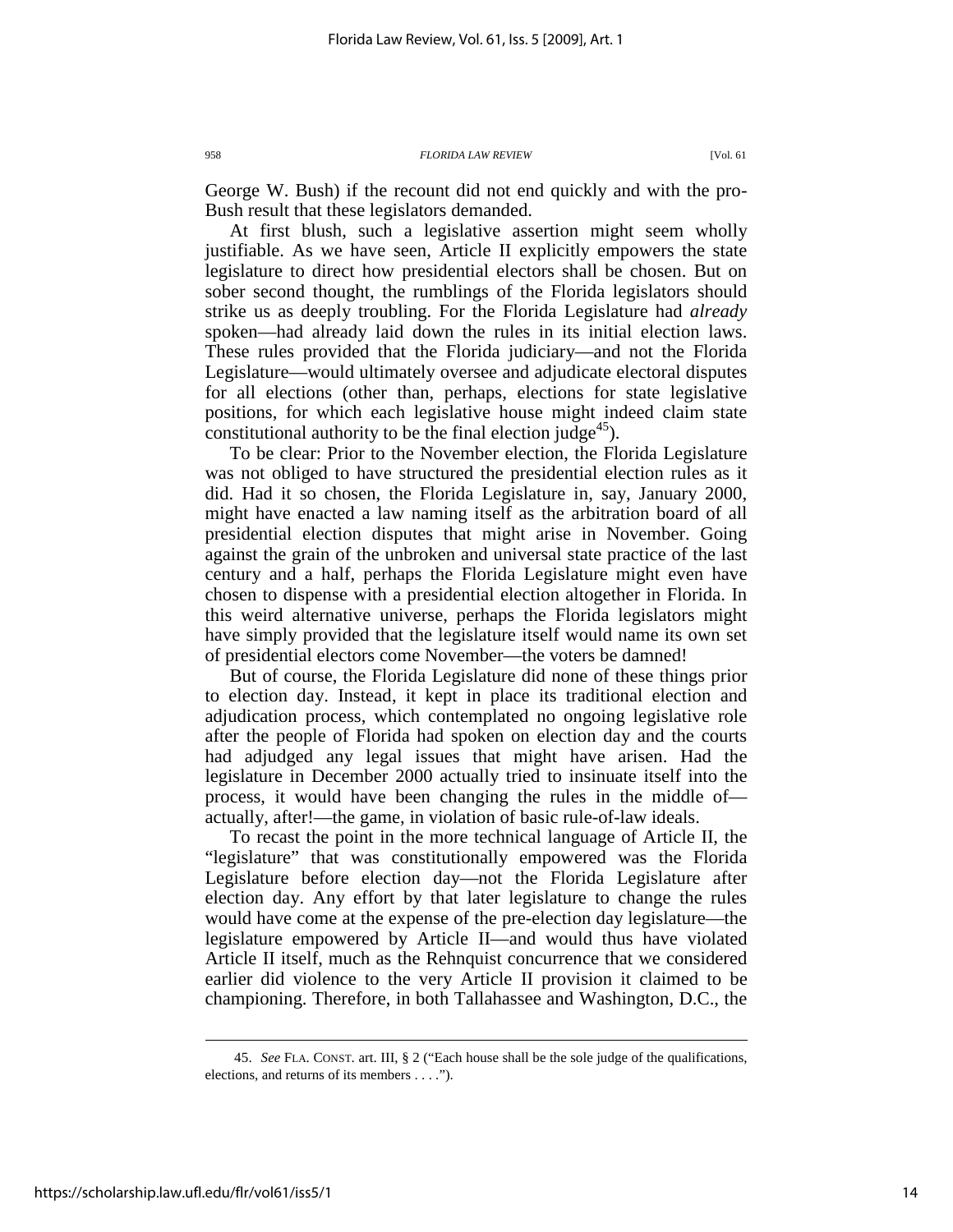George W. Bush) if the recount did not end quickly and with the pro-Bush result that these legislators demanded.

At first blush, such a legislative assertion might seem wholly justifiable. As we have seen, Article II explicitly empowers the state legislature to direct how presidential electors shall be chosen. But on sober second thought, the rumblings of the Florida legislators should strike us as deeply troubling. For the Florida Legislature had *already* spoken—had already laid down the rules in its initial election laws. These rules provided that the Florida judiciary—and not the Florida Legislature—would ultimately oversee and adjudicate electoral disputes for all elections (other than, perhaps, elections for state legislative positions, for which each legislative house might indeed claim state constitutional authority to be the final election judge[45]).

To be clear: Prior to the November election, the Florida Legislature was not obliged to have structured the presidential election rules as it did. Had it so chosen, the Florida Legislature in, say, January 2000, might have enacted a law naming itself as the arbitration board of all presidential election disputes that might arise in November. Going against the grain of the unbroken and universal state practice of the last century and a half, perhaps the Florida Legislature might even have chosen to dispense with a presidential election altogether in Florida. In this weird alternative universe, perhaps the Florida legislators might have simply provided that the legislature itself would name its own set of presidential electors come November—the voters be damned!

But of course, the Florida Legislature did none of these things prior to election day. Instead, it kept in place its traditional election and adjudication process, which contemplated no ongoing legislative role after the people of Florida had spoken on election day and the courts had adjudged any legal issues that might have arisen. Had the legislature in December 2000 actually tried to insinuate itself into the process, it would have been changing the rules in the middle of—actually, after!—the game, in violation of basic rule-of-law ideals.

To recast the point in the more technical language of Article II, the "legislature" that was constitutionally empowered was the Florida Legislature before election day—not the Florida Legislature after election day. Any effort by that later legislature to change the rules would have come at the expense of the pre-election day legislature—the legislature empowered by Article II—and would thus have violated Article II itself, much as the Rehnquist concurrence that we considered earlier did violence to the very Article II provision it claimed to be championing. Therefore, in both Tallahassee and Washington, D.C., the

---

45. *See* FLA. CONST. art. III, § 2 ("Each house shall be the sole judge of the qualifications, elections, and returns of its members . . . .").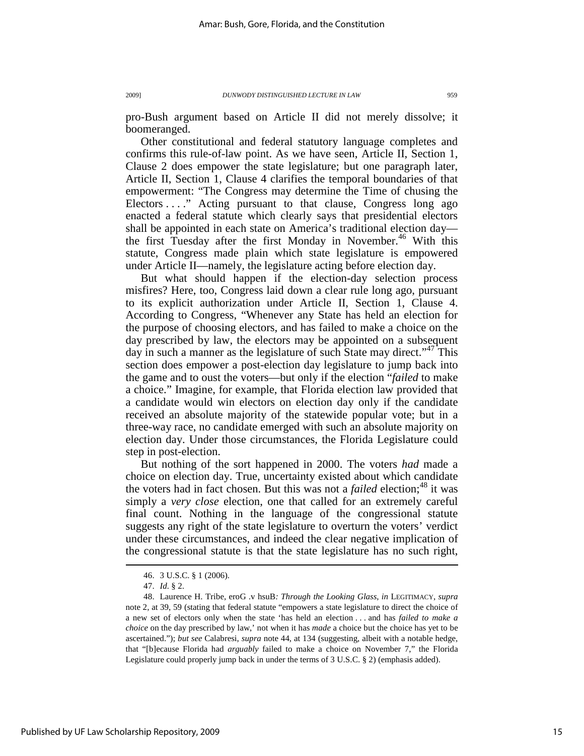pro-Bush argument based on Article II did not merely dissolve; it boomeranged.

Other constitutional and federal statutory language completes and confirms this rule-of-law point. As we have seen, Article II, Section 1, Clause 2 does empower the state legislature; but one paragraph later, Article II, Section 1, Clause 4 clarifies the temporal boundaries of that empowerment: "The Congress may determine the Time of chusing the Electors . . . ." Acting pursuant to that clause, Congress long ago enacted a federal statute which clearly says that presidential electors shall be appointed in each state on America's traditional election day—the first Tuesday after the first Monday in November.[46] With this statute, Congress made plain which state legislature is empowered under Article II—namely, the legislature acting before election day.

But what should happen if the election-day selection process misfires? Here, too, Congress laid down a clear rule long ago, pursuant to its explicit authorization under Article II, Section 1, Clause 4. According to Congress, "Whenever any State has held an election for the purpose of choosing electors, and has failed to make a choice on the day prescribed by law, the electors may be appointed on a subsequent day in such a manner as the legislature of such State may direct."[47] This section does empower a post-election day legislature to jump back into the game and to oust the voters—but only if the election "*failed* to make a choice." Imagine, for example, that Florida election law provided that a candidate would win electors on election day only if the candidate received an absolute majority of the statewide popular vote; but in a three-way race, no candidate emerged with such an absolute majority on election day. Under those circumstances, the Florida Legislature could step in post-election.

But nothing of the sort happened in 2000. The voters *had* made a choice on election day. True, uncertainty existed about which candidate the voters had in fact chosen. But this was not a *failed* election;[48] it was simply a *very close* election, one that called for an extremely careful final count. Nothing in the language of the congressional statute suggests any right of the state legislature to overturn the voters' verdict under these circumstances, and indeed the clear negative implication of the congressional statute is that the state legislature has no such right,

---

46. 3 U.S.C. § 1 (2006).

47. *Id.* § 2.

48. Laurence H. Tribe, eroG .v hsuB*: Through the Looking Glass*, *in* LEGITIMACY, *supra* note 2, at 39, 59 (stating that federal statute "empowers a state legislature to direct the choice of a new set of electors only when the state 'has held an election . . . and has *failed to make a choice* on the day prescribed by law,' not when it has *made* a choice but the choice has yet to be ascertained."); *but see* Calabresi, *supra* note 44, at 134 (suggesting, albeit with a notable hedge, that "[b]ecause Florida had *arguably* failed to make a choice on November 7," the Florida Legislature could properly jump back in under the terms of 3 U.S.C. § 2) (emphasis added).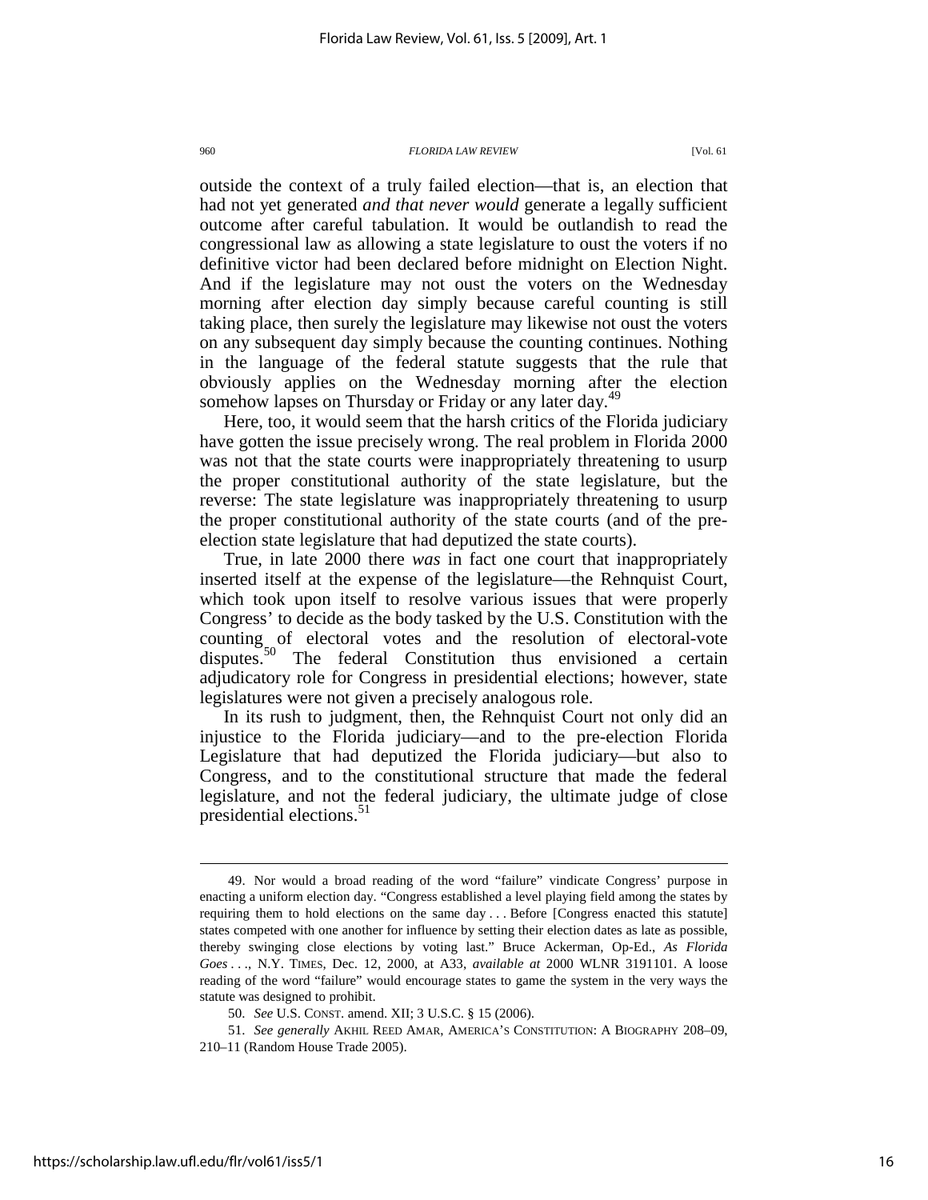outside the context of a truly failed election—that is, an election that had not yet generated *and that never would* generate a legally sufficient outcome after careful tabulation. It would be outlandish to read the congressional law as allowing a state legislature to oust the voters if no definitive victor had been declared before midnight on Election Night. And if the legislature may not oust the voters on the Wednesday morning after election day simply because careful counting is still taking place, then surely the legislature may likewise not oust the voters on any subsequent day simply because the counting continues. Nothing in the language of the federal statute suggests that the rule that obviously applies on the Wednesday morning after the election somehow lapses on Thursday or Friday or any later day.[49]

Here, too, it would seem that the harsh critics of the Florida judiciary have gotten the issue precisely wrong. The real problem in Florida 2000 was not that the state courts were inappropriately threatening to usurp the proper constitutional authority of the state legislature, but the reverse: The state legislature was inappropriately threatening to usurp the proper constitutional authority of the state courts (and of the pre-election state legislature that had deputized the state courts).

True, in late 2000 there *was* in fact one court that inappropriately inserted itself at the expense of the legislature—the Rehnquist Court, which took upon itself to resolve various issues that were properly Congress' to decide as the body tasked by the U.S. Constitution with the counting of electoral votes and the resolution of electoral-vote disputes.[50] The federal Constitution thus envisioned a certain adjudicatory role for Congress in presidential elections; however, state legislatures were not given a precisely analogous role.

In its rush to judgment, then, the Rehnquist Court not only did an injustice to the Florida judiciary—and to the pre-election Florida Legislature that had deputized the Florida judiciary—but also to Congress, and to the constitutional structure that made the federal legislature, and not the federal judiciary, the ultimate judge of close presidential elections.[51]

---

49. Nor would a broad reading of the word "failure" vindicate Congress' purpose in enacting a uniform election day. "Congress established a level playing field among the states by requiring them to hold elections on the same day . . . Before [Congress enacted this statute] states competed with one another for influence by setting their election dates as late as possible, thereby swinging close elections by voting last." Bruce Ackerman, Op-Ed., *As Florida Goes . . .*, N.Y. TIMES, Dec. 12, 2000, at A33, *available at* 2000 WLNR 3191101. A loose reading of the word "failure" would encourage states to game the system in the very ways the statute was designed to prohibit.

50. *See* U.S. CONST. amend. XII; 3 U.S.C. § 15 (2006).

51. *See generally* AKHIL REED AMAR, AMERICA'S CONSTITUTION: A BIOGRAPHY 208–09, 210–11 (Random House Trade 2005).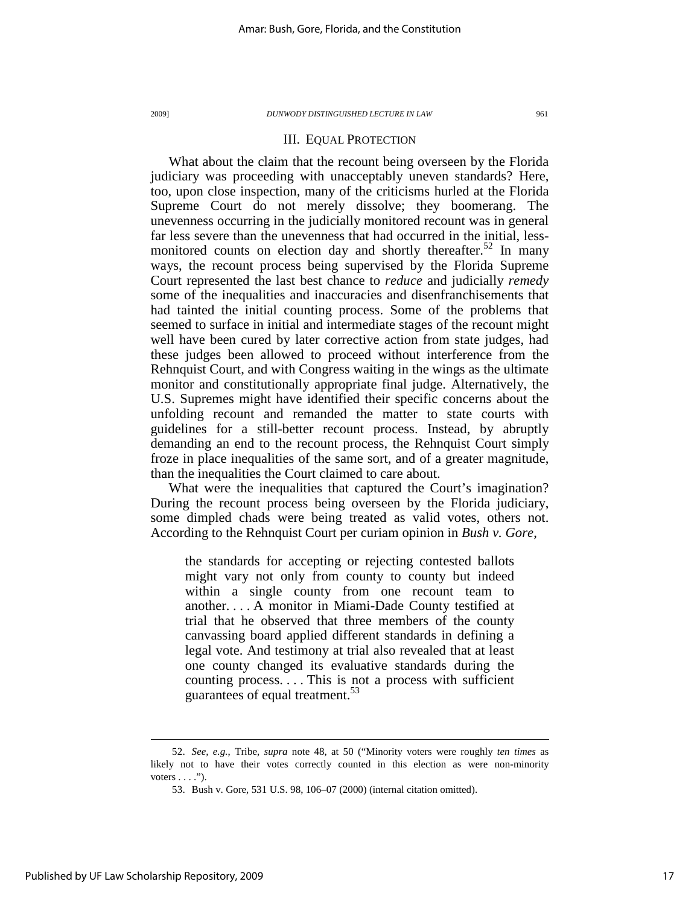### III. EQUAL PROTECTION

What about the claim that the recount being overseen by the Florida judiciary was proceeding with unacceptably uneven standards? Here, too, upon close inspection, many of the criticisms hurled at the Florida Supreme Court do not merely dissolve; they boomerang. The unevenness occurring in the judicially monitored recount was in general far less severe than the unevenness that had occurred in the initial, less-monitored counts on election day and shortly thereafter.[52] In many ways, the recount process being supervised by the Florida Supreme Court represented the last best chance to *reduce* and judicially *remedy* some of the inequalities and inaccuracies and disenfranchisements that had tainted the initial counting process. Some of the problems that seemed to surface in initial and intermediate stages of the recount might well have been cured by later corrective action from state judges, had these judges been allowed to proceed without interference from the Rehnquist Court, and with Congress waiting in the wings as the ultimate monitor and constitutionally appropriate final judge. Alternatively, the U.S. Supremes might have identified their specific concerns about the unfolding recount and remanded the matter to state courts with guidelines for a still-better recount process. Instead, by abruptly demanding an end to the recount process, the Rehnquist Court simply froze in place inequalities of the same sort, and of a greater magnitude, than the inequalities the Court claimed to care about.

What were the inequalities that captured the Court's imagination? During the recount process being overseen by the Florida judiciary, some dimpled chads were being treated as valid votes, others not. According to the Rehnquist Court per curiam opinion in *Bush v. Gore*,

> the standards for accepting or rejecting contested ballots might vary not only from county to county but indeed within a single county from one recount team to another. . . . A monitor in Miami-Dade County testified at trial that he observed that three members of the county canvassing board applied different standards in defining a legal vote. And testimony at trial also revealed that at least one county changed its evaluative standards during the counting process. . . . This is not a process with sufficient guarantees of equal treatment.[53]

---

52. *See, e.g.*, Tribe, *supra* note 48, at 50 ("Minority voters were roughly *ten times* as likely not to have their votes correctly counted in this election as were non-minority voters . . . .").

53. Bush v. Gore, 531 U.S. 98, 106–07 (2000) (internal citation omitted).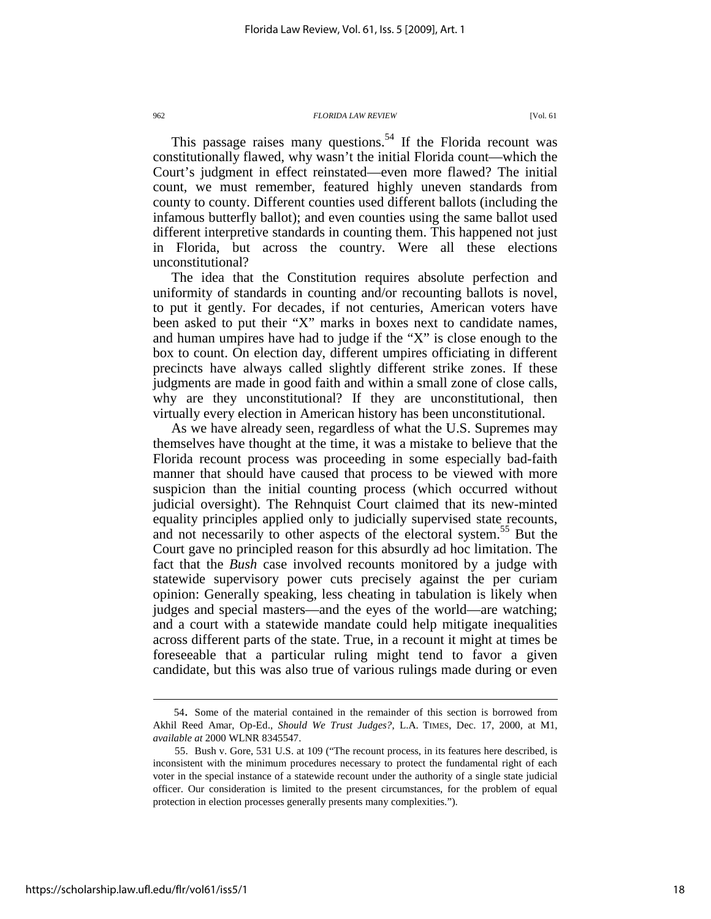This passage raises many questions.[54] If the Florida recount was constitutionally flawed, why wasn't the initial Florida count—which the Court's judgment in effect reinstated—even more flawed? The initial count, we must remember, featured highly uneven standards from county to county. Different counties used different ballots (including the infamous butterfly ballot); and even counties using the same ballot used different interpretive standards in counting them. This happened not just in Florida, but across the country. Were all these elections unconstitutional?

The idea that the Constitution requires absolute perfection and uniformity of standards in counting and/or recounting ballots is novel, to put it gently. For decades, if not centuries, American voters have been asked to put their "X" marks in boxes next to candidate names, and human umpires have had to judge if the "X" is close enough to the box to count. On election day, different umpires officiating in different precincts have always called slightly different strike zones. If these judgments are made in good faith and within a small zone of close calls, why are they unconstitutional? If they are unconstitutional, then virtually every election in American history has been unconstitutional.

As we have already seen, regardless of what the U.S. Supremes may themselves have thought at the time, it was a mistake to believe that the Florida recount process was proceeding in some especially bad-faith manner that should have caused that process to be viewed with more suspicion than the initial counting process (which occurred without judicial oversight). The Rehnquist Court claimed that its new-minted equality principles applied only to judicially supervised state recounts, and not necessarily to other aspects of the electoral system.[55] But the Court gave no principled reason for this absurdly ad hoc limitation. The fact that the *Bush* case involved recounts monitored by a judge with statewide supervisory power cuts precisely against the per curiam opinion: Generally speaking, less cheating in tabulation is likely when judges and special masters—and the eyes of the world—are watching; and a court with a statewide mandate could help mitigate inequalities across different parts of the state. True, in a recount it might at times be foreseeable that a particular ruling might tend to favor a given candidate, but this was also true of various rulings made during or even

---

54. Some of the material contained in the remainder of this section is borrowed from Akhil Reed Amar, Op-Ed., *Should We Trust Judges?*, L.A. TIMES, Dec. 17, 2000, at M1, *available at* 2000 WLNR 8345547.

55. Bush v. Gore, 531 U.S. at 109 ("The recount process, in its features here described, is inconsistent with the minimum procedures necessary to protect the fundamental right of each voter in the special instance of a statewide recount under the authority of a single state judicial officer. Our consideration is limited to the present circumstances, for the problem of equal protection in election processes generally presents many complexities.").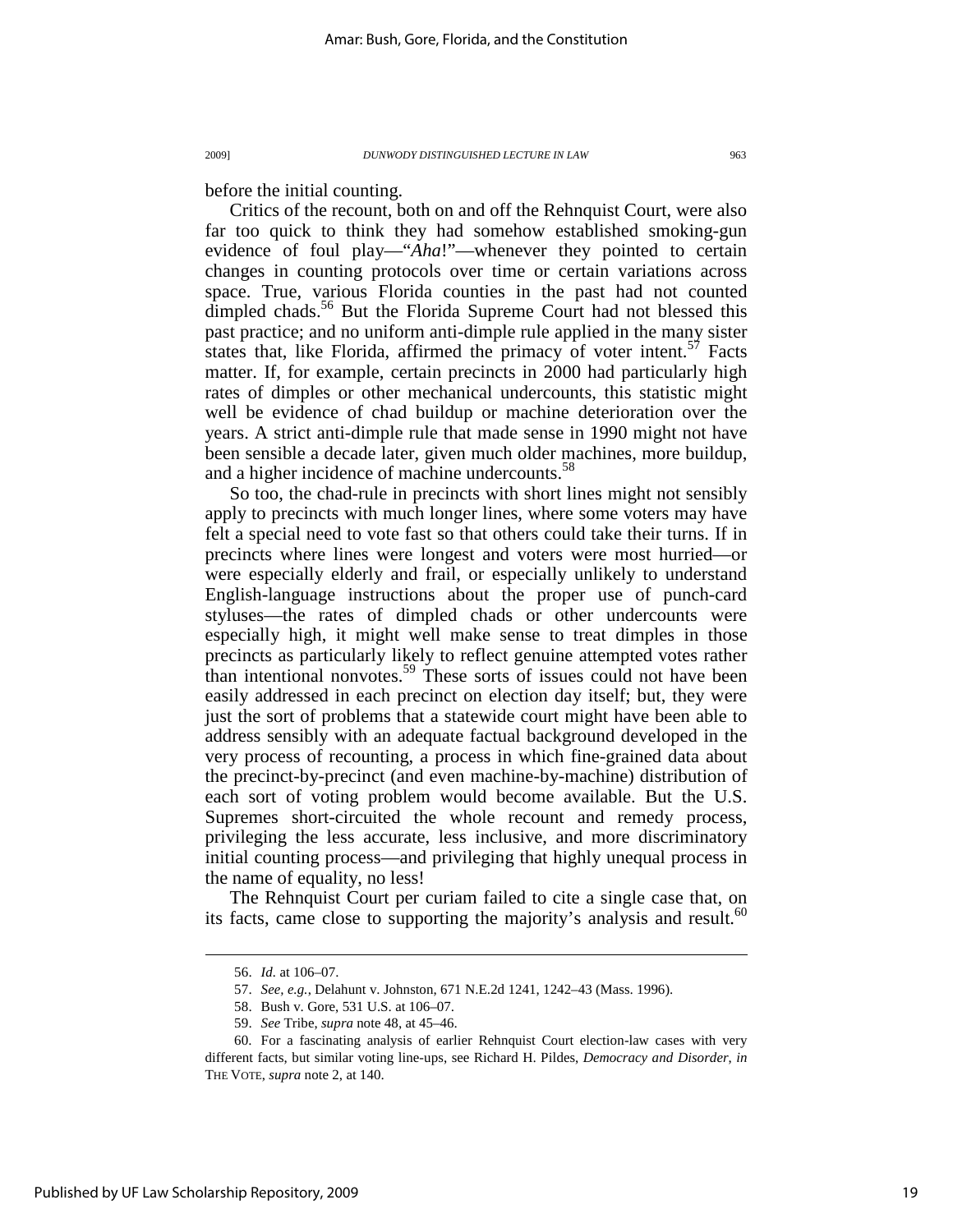before the initial counting.

Critics of the recount, both on and off the Rehnquist Court, were also far too quick to think they had somehow established smoking-gun evidence of foul play—"*Aha*!"—whenever they pointed to certain changes in counting protocols over time or certain variations across space. True, various Florida counties in the past had not counted dimpled chads.[56] But the Florida Supreme Court had not blessed this past practice; and no uniform anti-dimple rule applied in the many sister states that, like Florida, affirmed the primacy of voter intent.[57] Facts matter. If, for example, certain precincts in 2000 had particularly high rates of dimples or other mechanical undercounts, this statistic might well be evidence of chad buildup or machine deterioration over the years. A strict anti-dimple rule that made sense in 1990 might not have been sensible a decade later, given much older machines, more buildup, and a higher incidence of machine undercounts.[58]

So too, the chad-rule in precincts with short lines might not sensibly apply to precincts with much longer lines, where some voters may have felt a special need to vote fast so that others could take their turns. If in precincts where lines were longest and voters were most hurried—or were especially elderly and frail, or especially unlikely to understand English-language instructions about the proper use of punch-card styluses—the rates of dimpled chads or other undercounts were especially high, it might well make sense to treat dimples in those precincts as particularly likely to reflect genuine attempted votes rather than intentional nonvotes.[59] These sorts of issues could not have been easily addressed in each precinct on election day itself; but, they were just the sort of problems that a statewide court might have been able to address sensibly with an adequate factual background developed in the very process of recounting, a process in which fine-grained data about the precinct-by-precinct (and even machine-by-machine) distribution of each sort of voting problem would become available. But the U.S. Supremes short-circuited the whole recount and remedy process, privileging the less accurate, less inclusive, and more discriminatory initial counting process—and privileging that highly unequal process in the name of equality, no less!

The Rehnquist Court per curiam failed to cite a single case that, on its facts, came close to supporting the majority's analysis and result.[60]

---

56. *Id.* at 106–07.

57. *See, e.g.*, Delahunt v. Johnston, 671 N.E.2d 1241, 1242–43 (Mass. 1996).

58. Bush v. Gore, 531 U.S. at 106–07.

59. *See* Tribe, *supra* note 48, at 45–46.

60. For a fascinating analysis of earlier Rehnquist Court election-law cases with very different facts, but similar voting line-ups, see Richard H. Pildes, *Democracy and Disorder*, *in* THE VOTE, *supra* note 2, at 140.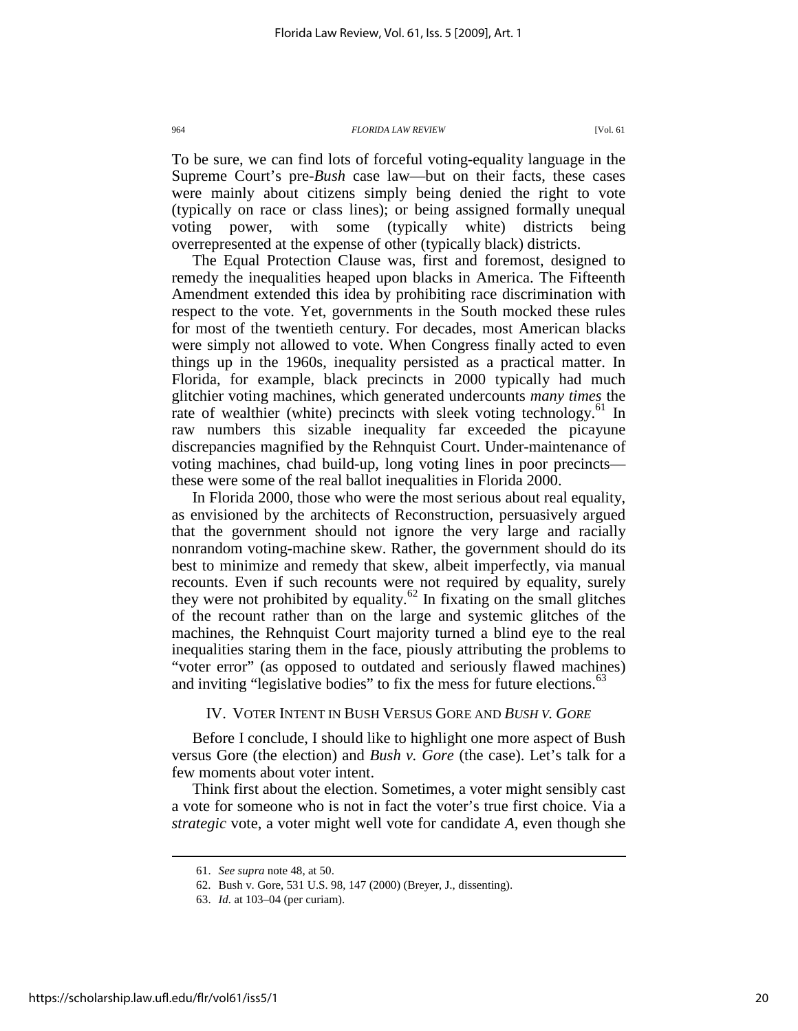To be sure, we can find lots of forceful voting-equality language in the Supreme Court's pre-*Bush* case law—but on their facts, these cases were mainly about citizens simply being denied the right to vote (typically on race or class lines); or being assigned formally unequal voting power, with some (typically white) districts being overrepresented at the expense of other (typically black) districts.

The Equal Protection Clause was, first and foremost, designed to remedy the inequalities heaped upon blacks in America. The Fifteenth Amendment extended this idea by prohibiting race discrimination with respect to the vote. Yet, governments in the South mocked these rules for most of the twentieth century. For decades, most American blacks were simply not allowed to vote. When Congress finally acted to even things up in the 1960s, inequality persisted as a practical matter. In Florida, for example, black precincts in 2000 typically had much glitchier voting machines, which generated undercounts *many times* the rate of wealthier (white) precincts with sleek voting technology.[61] In raw numbers this sizable inequality far exceeded the picayune discrepancies magnified by the Rehnquist Court. Under-maintenance of voting machines, chad build-up, long voting lines in poor precincts—these were some of the real ballot inequalities in Florida 2000.

In Florida 2000, those who were the most serious about real equality, as envisioned by the architects of Reconstruction, persuasively argued that the government should not ignore the very large and racially nonrandom voting-machine skew. Rather, the government should do its best to minimize and remedy that skew, albeit imperfectly, via manual recounts. Even if such recounts were not required by equality, surely they were not prohibited by equality.[62] In fixating on the small glitches of the recount rather than on the large and systemic glitches of the machines, the Rehnquist Court majority turned a blind eye to the real inequalities staring them in the face, piously attributing the problems to "voter error" (as opposed to outdated and seriously flawed machines) and inviting "legislative bodies" to fix the mess for future elections.[63]

## IV. Voter Intent in Bush Versus Gore and *Bush v. Gore*

Before I conclude, I should like to highlight one more aspect of Bush versus Gore (the election) and *Bush v. Gore* (the case). Let's talk for a few moments about voter intent.

Think first about the election. Sometimes, a voter might sensibly cast a vote for someone who is not in fact the voter's true first choice. Via a *strategic* vote, a voter might well vote for candidate *A*, even though she

---

61. *See supra* note 48, at 50.

62. Bush v. Gore, 531 U.S. 98, 147 (2000) (Breyer, J., dissenting).

63. *Id.* at 103–04 (per curiam).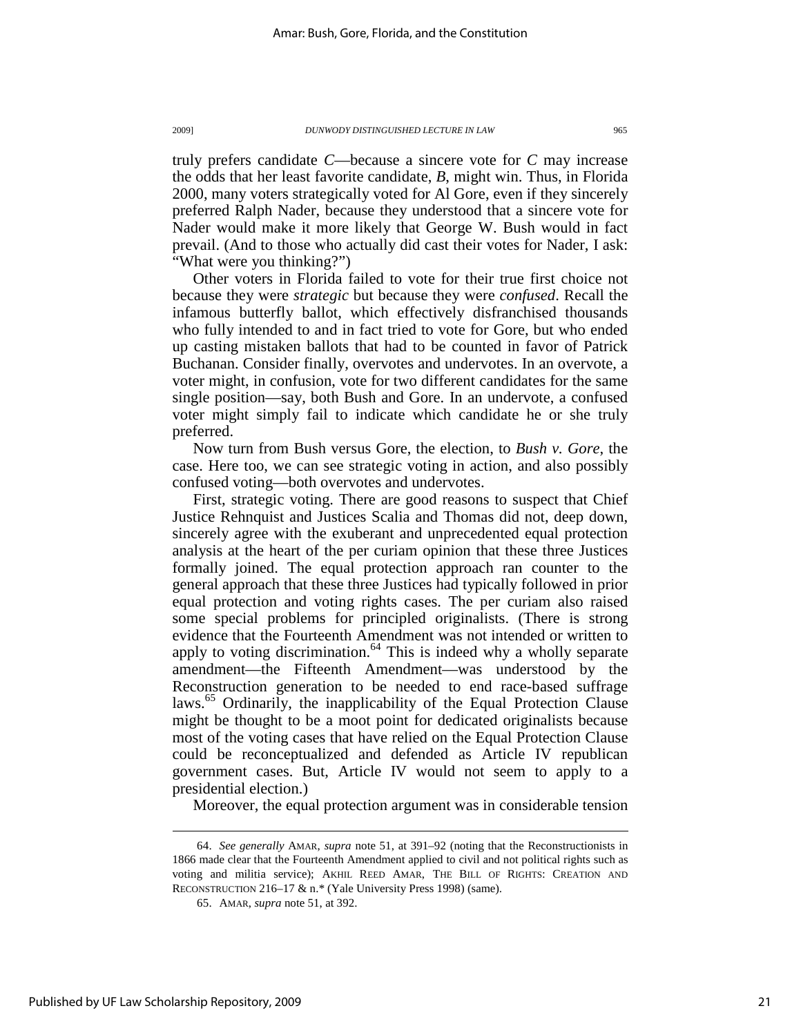truly prefers candidate *C*—because a sincere vote for *C* may increase the odds that her least favorite candidate, *B*, might win. Thus, in Florida 2000, many voters strategically voted for Al Gore, even if they sincerely preferred Ralph Nader, because they understood that a sincere vote for Nader would make it more likely that George W. Bush would in fact prevail. (And to those who actually did cast their votes for Nader, I ask: "What were you thinking?")

Other voters in Florida failed to vote for their true first choice not because they were *strategic* but because they were *confused*. Recall the infamous butterfly ballot, which effectively disfranchised thousands who fully intended to and in fact tried to vote for Gore, but who ended up casting mistaken ballots that had to be counted in favor of Patrick Buchanan. Consider finally, overvotes and undervotes. In an overvote, a voter might, in confusion, vote for two different candidates for the same single position—say, both Bush and Gore. In an undervote, a confused voter might simply fail to indicate which candidate he or she truly preferred.

Now turn from Bush versus Gore, the election, to *Bush v. Gore*, the case. Here too, we can see strategic voting in action, and also possibly confused voting—both overvotes and undervotes.

First, strategic voting. There are good reasons to suspect that Chief Justice Rehnquist and Justices Scalia and Thomas did not, deep down, sincerely agree with the exuberant and unprecedented equal protection analysis at the heart of the per curiam opinion that these three Justices formally joined. The equal protection approach ran counter to the general approach that these three Justices had typically followed in prior equal protection and voting rights cases. The per curiam also raised some special problems for principled originalists. (There is strong evidence that the Fourteenth Amendment was not intended or written to apply to voting discrimination.[64] This is indeed why a wholly separate amendment—the Fifteenth Amendment—was understood by the Reconstruction generation to be needed to end race-based suffrage laws.[65] Ordinarily, the inapplicability of the Equal Protection Clause might be thought to be a moot point for dedicated originalists because most of the voting cases that have relied on the Equal Protection Clause could be reconceptualized and defended as Article IV republican government cases. But, Article IV would not seem to apply to a presidential election.)

Moreover, the equal protection argument was in considerable tension

---

64. *See generally* AMAR, *supra* note 51, at 391–92 (noting that the Reconstructionists in 1866 made clear that the Fourteenth Amendment applied to civil and not political rights such as voting and militia service); AKHIL REED AMAR, THE BILL OF RIGHTS: CREATION AND RECONSTRUCTION 216–17 & n.* (Yale University Press 1998) (same).

65. AMAR, *supra* note 51, at 392.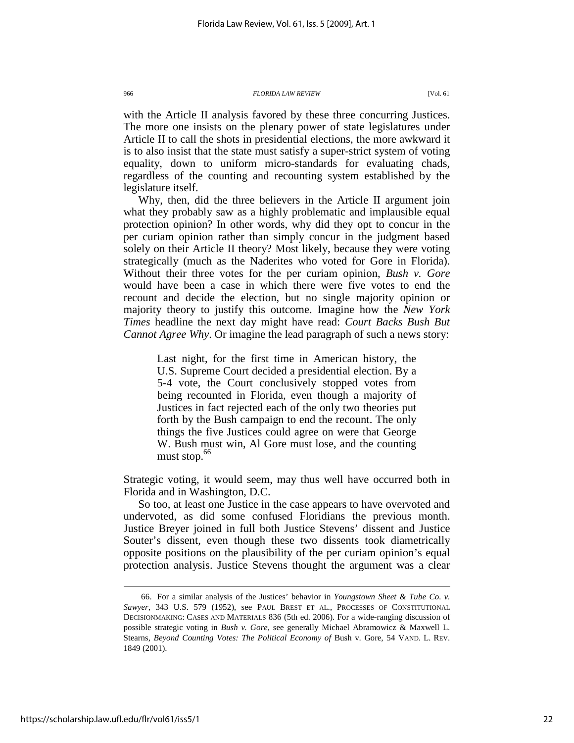with the Article II analysis favored by these three concurring Justices. The more one insists on the plenary power of state legislatures under Article II to call the shots in presidential elections, the more awkward it is to also insist that the state must satisfy a super-strict system of voting equality, down to uniform micro-standards for evaluating chads, regardless of the counting and recounting system established by the legislature itself.

Why, then, did the three believers in the Article II argument join what they probably saw as a highly problematic and implausible equal protection opinion? In other words, why did they opt to concur in the per curiam opinion rather than simply concur in the judgment based solely on their Article II theory? Most likely, because they were voting strategically (much as the Naderites who voted for Gore in Florida). Without their three votes for the per curiam opinion, *Bush v. Gore* would have been a case in which there were five votes to end the recount and decide the election, but no single majority opinion or majority theory to justify this outcome. Imagine how the *New York Times* headline the next day might have read: *Court Backs Bush But Cannot Agree Why*. Or imagine the lead paragraph of such a news story:

> Last night, for the first time in American history, the U.S. Supreme Court decided a presidential election. By a 5-4 vote, the Court conclusively stopped votes from being recounted in Florida, even though a majority of Justices in fact rejected each of the only two theories put forth by the Bush campaign to end the recount. The only things the five Justices could agree on were that George W. Bush must win, Al Gore must lose, and the counting must stop.[66]

Strategic voting, it would seem, may thus well have occurred both in Florida and in Washington, D.C.

So too, at least one Justice in the case appears to have overvoted and undervoted, as did some confused Floridians the previous month. Justice Breyer joined in full both Justice Stevens' dissent and Justice Souter's dissent, even though these two dissents took diametrically opposite positions on the plausibility of the per curiam opinion's equal protection analysis. Justice Stevens thought the argument was a clear

---

66. For a similar analysis of the Justices' behavior in *Youngstown Sheet & Tube Co. v. Sawyer*, 343 U.S. 579 (1952), see PAUL BREST ET AL., PROCESSES OF CONSTITUTIONAL DECISIONMAKING: CASES AND MATERIALS 836 (5th ed. 2006). For a wide-ranging discussion of possible strategic voting in *Bush v. Gore*, see generally Michael Abramowicz & Maxwell L. Stearns, *Beyond Counting Votes: The Political Economy of* Bush v. Gore, 54 VAND. L. REV. 1849 (2001).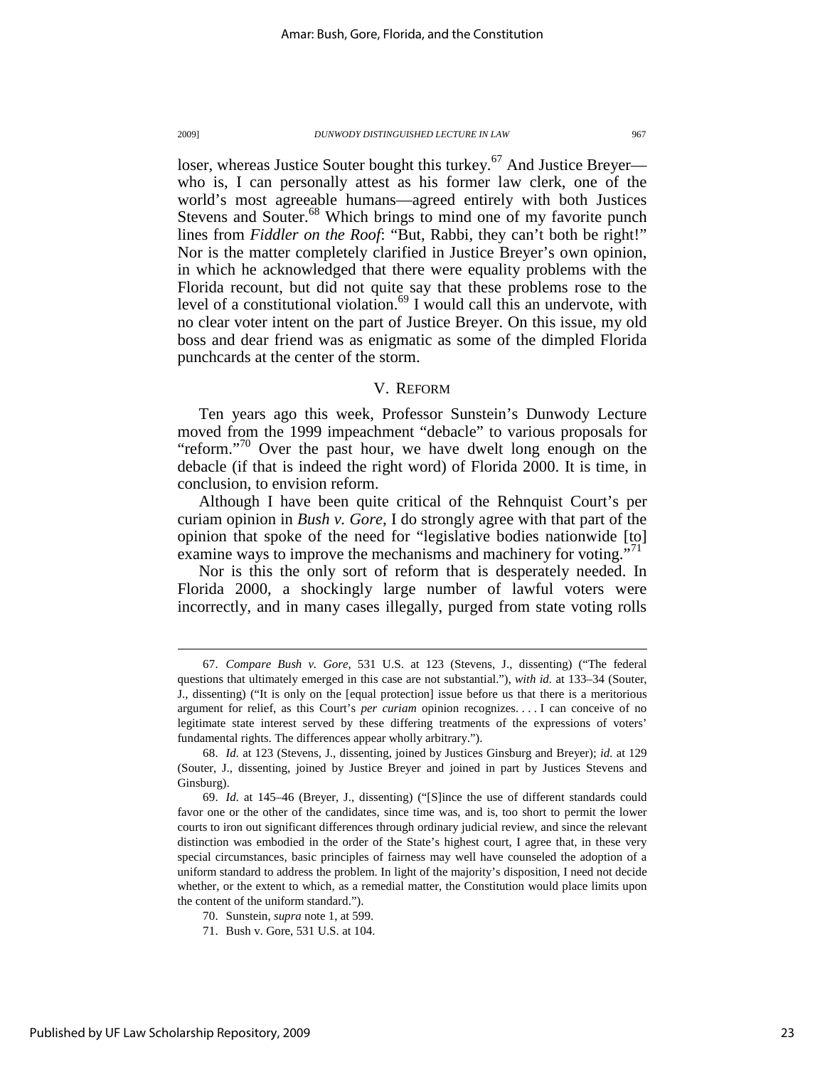loser, whereas Justice Souter bought this turkey.[67] And Justice Breyer—who is, I can personally attest as his former law clerk, one of the world's most agreeable humans—agreed entirely with both Justices Stevens and Souter.[68] Which brings to mind one of my favorite punch lines from *Fiddler on the Roof*: "But, Rabbi, they can't both be right!" Nor is the matter completely clarified in Justice Breyer's own opinion, in which he acknowledged that there were equality problems with the Florida recount, but did not quite say that these problems rose to the level of a constitutional violation.[69] I would call this an undervote, with no clear voter intent on the part of Justice Breyer. On this issue, my old boss and dear friend was as enigmatic as some of the dimpled Florida punchcards at the center of the storm.

## V. REFORM

Ten years ago this week, Professor Sunstein's Dunwody Lecture moved from the 1999 impeachment "debacle" to various proposals for "reform."[70] Over the past hour, we have dwelt long enough on the debacle (if that is indeed the right word) of Florida 2000. It is time, in conclusion, to envision reform.

Although I have been quite critical of the Rehnquist Court's per curiam opinion in *Bush v. Gore*, I do strongly agree with that part of the opinion that spoke of the need for "legislative bodies nationwide [to] examine ways to improve the mechanisms and machinery for voting."[71]

Nor is this the only sort of reform that is desperately needed. In Florida 2000, a shockingly large number of lawful voters were incorrectly, and in many cases illegally, purged from state voting rolls

---

67. *Compare Bush v. Gore*, 531 U.S. at 123 (Stevens, J., dissenting) ("The federal questions that ultimately emerged in this case are not substantial."), *with id.* at 133–34 (Souter, J., dissenting) ("It is only on the [equal protection] issue before us that there is a meritorious argument for relief, as this Court's *per curiam* opinion recognizes. . . . I can conceive of no legitimate state interest served by these differing treatments of the expressions of voters' fundamental rights. The differences appear wholly arbitrary.").

68. *Id.* at 123 (Stevens, J., dissenting, joined by Justices Ginsburg and Breyer); *id.* at 129 (Souter, J., dissenting, joined by Justice Breyer and joined in part by Justices Stevens and Ginsburg).

69. *Id.* at 145–46 (Breyer, J., dissenting) ("[S]ince the use of different standards could favor one or the other of the candidates, since time was, and is, too short to permit the lower courts to iron out significant differences through ordinary judicial review, and since the relevant distinction was embodied in the order of the State's highest court, I agree that, in these very special circumstances, basic principles of fairness may well have counseled the adoption of a uniform standard to address the problem. In light of the majority's disposition, I need not decide whether, or the extent to which, as a remedial matter, the Constitution would place limits upon the content of the uniform standard.").

70. Sunstein, *supra* note 1, at 599.

71. Bush v. Gore, 531 U.S. at 104.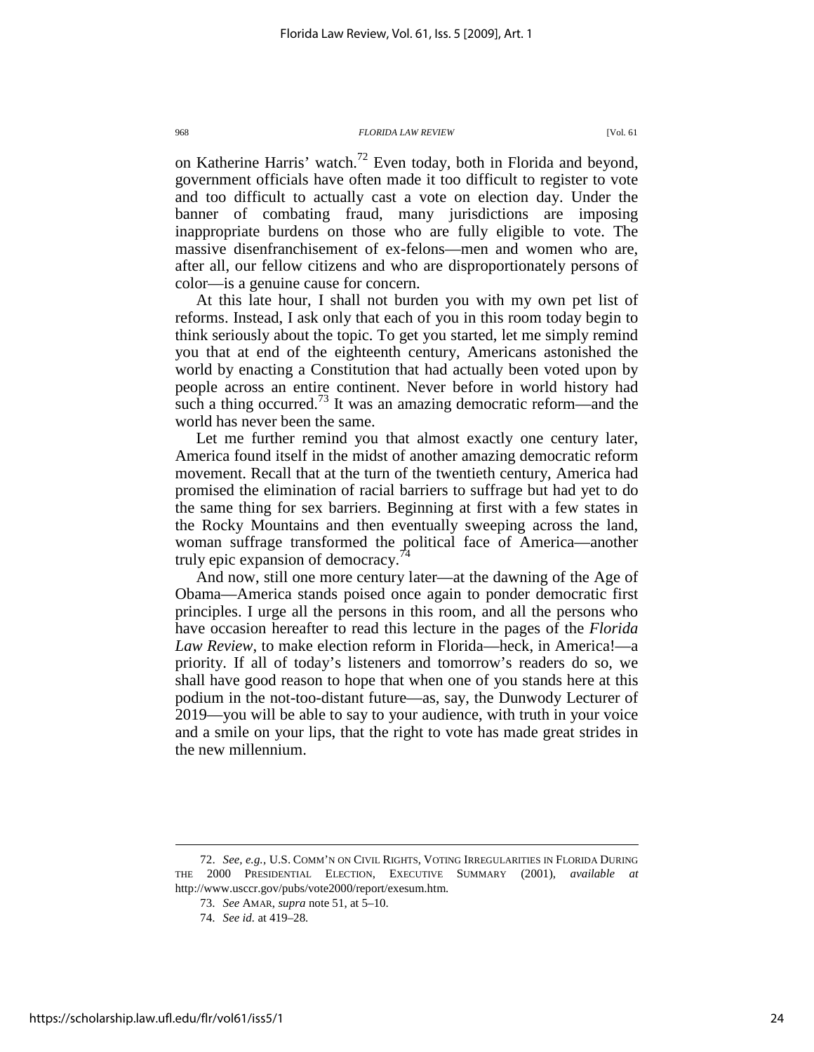on Katherine Harris' watch.[72] Even today, both in Florida and beyond, government officials have often made it too difficult to register to vote and too difficult to actually cast a vote on election day. Under the banner of combating fraud, many jurisdictions are imposing inappropriate burdens on those who are fully eligible to vote. The massive disenfranchisement of ex-felons—men and women who are, after all, our fellow citizens and who are disproportionately persons of color—is a genuine cause for concern.

At this late hour, I shall not burden you with my own pet list of reforms. Instead, I ask only that each of you in this room today begin to think seriously about the topic. To get you started, let me simply remind you that at end of the eighteenth century, Americans astonished the world by enacting a Constitution that had actually been voted upon by people across an entire continent. Never before in world history had such a thing occurred.[73] It was an amazing democratic reform—and the world has never been the same.

Let me further remind you that almost exactly one century later, America found itself in the midst of another amazing democratic reform movement. Recall that at the turn of the twentieth century, America had promised the elimination of racial barriers to suffrage but had yet to do the same thing for sex barriers. Beginning at first with a few states in the Rocky Mountains and then eventually sweeping across the land, woman suffrage transformed the political face of America—another truly epic expansion of democracy.[74]

And now, still one more century later—at the dawning of the Age of Obama—America stands poised once again to ponder democratic first principles. I urge all the persons in this room, and all the persons who have occasion hereafter to read this lecture in the pages of the *Florida Law Review*, to make election reform in Florida—heck, in America!—a priority. If all of today's listeners and tomorrow's readers do so, we shall have good reason to hope that when one of you stands here at this podium in the not-too-distant future—as, say, the Dunwody Lecturer of 2019—you will be able to say to your audience, with truth in your voice and a smile on your lips, that the right to vote has made great strides in the new millennium.

---

72. *See, e.g.*, U.S. COMM'N ON CIVIL RIGHTS, VOTING IRREGULARITIES IN FLORIDA DURING THE 2000 PRESIDENTIAL ELECTION, EXECUTIVE SUMMARY (2001), *available at* http://www.usccr.gov/pubs/vote2000/report/exesum.htm.

73. *See* AMAR, *supra* note 51, at 5–10.

74. *See id.* at 419–28.